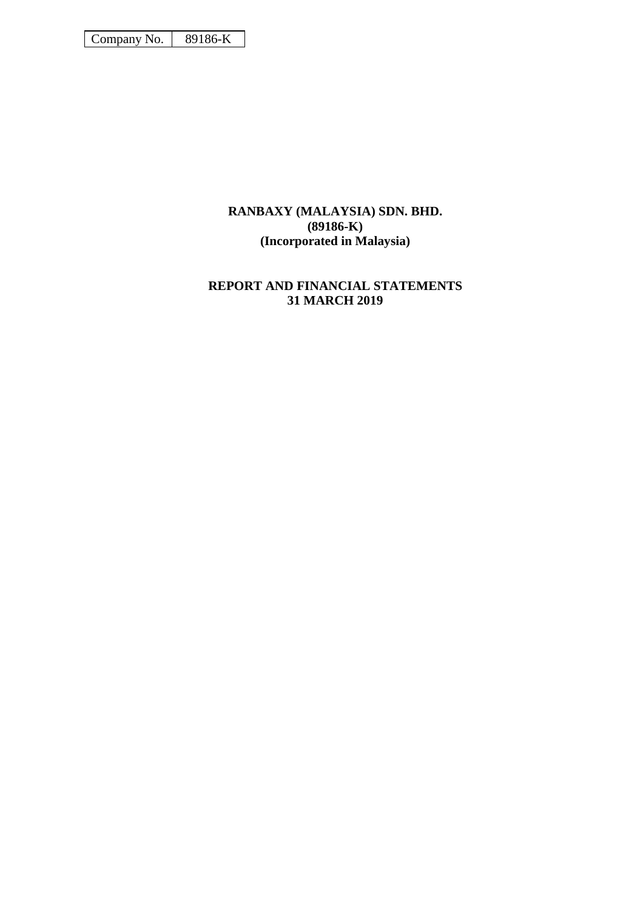| Company No. | 89186-K |
|---|---|

**RANBAXY (MALAYSIA) SDN. BHD.**
**(89186-K)**
**(Incorporated in Malaysia)**

**REPORT AND FINANCIAL STATEMENTS**
**31 MARCH 2019**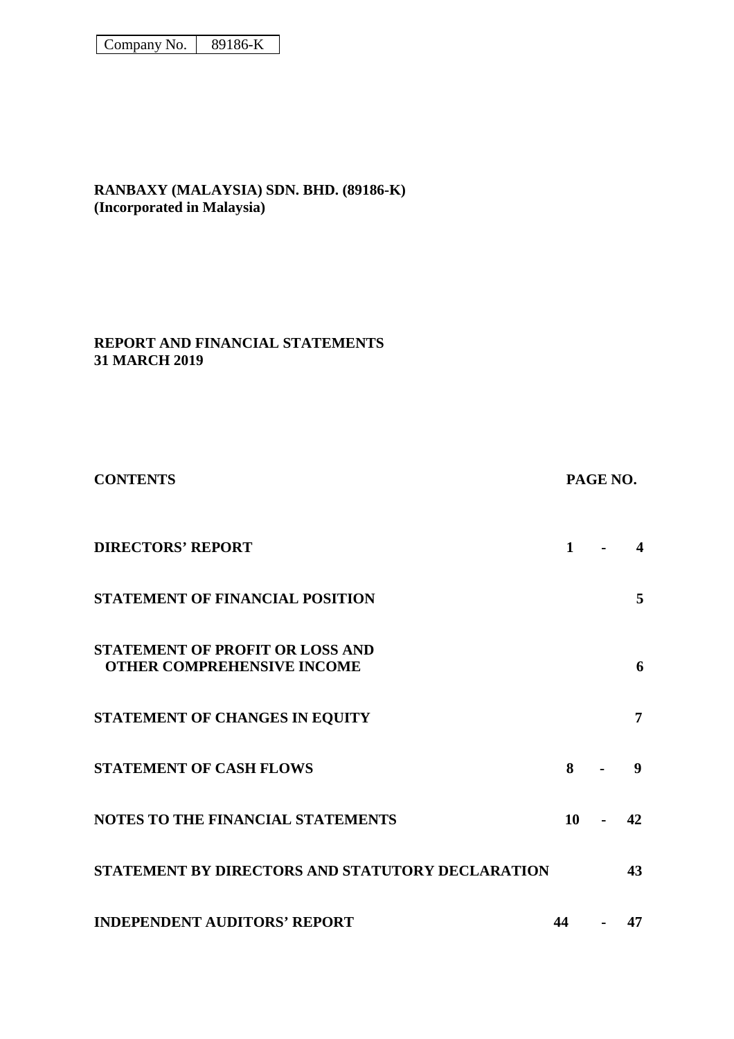| Company No. | 89186-K |
|---|---|

**RANBAXY (MALAYSIA) SDN. BHD. (89186-K)**
**(Incorporated in Malaysia)**

**REPORT AND FINANCIAL STATEMENTS**
**31 MARCH 2019**

| CONTENTS | PAGE NO. |
|---|---|
| DIRECTORS' REPORT | 1 - 4 |
| STATEMENT OF FINANCIAL POSITION | 5 |
| STATEMENT OF PROFIT OR LOSS AND OTHER COMPREHENSIVE INCOME | 6 |
| STATEMENT OF CHANGES IN EQUITY | 7 |
| STATEMENT OF CASH FLOWS | 8 - 9 |
| NOTES TO THE FINANCIAL STATEMENTS | 10 - 42 |
| STATEMENT BY DIRECTORS AND STATUTORY DECLARATION | 43 |
| INDEPENDENT AUDITORS' REPORT | 44 - 47 |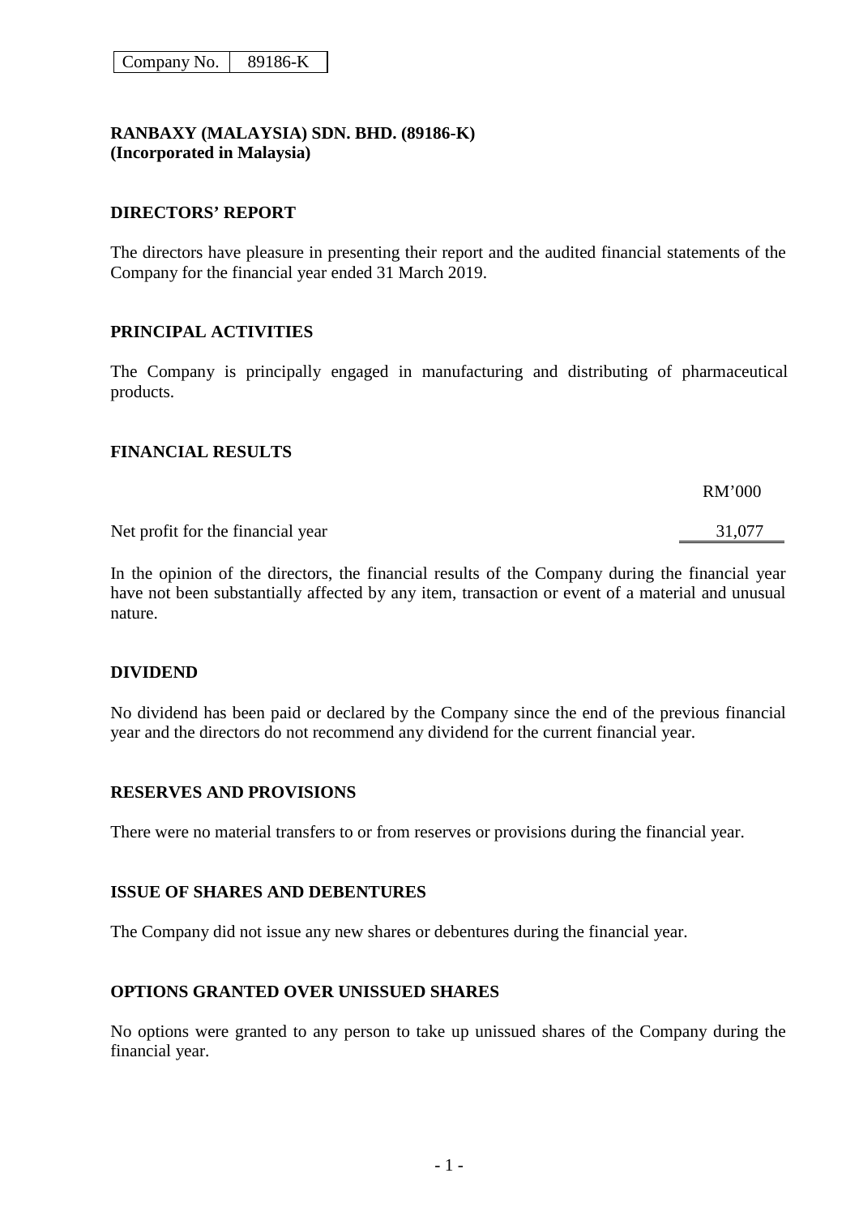| Company No. | 89186-K |
|---|---|

**RANBAXY (MALAYSIA) SDN. BHD. (89186-K)**
**(Incorporated in Malaysia)**

## DIRECTORS' REPORT

The directors have pleasure in presenting their report and the audited financial statements of the Company for the financial year ended 31 March 2019.

## PRINCIPAL ACTIVITIES

The Company is principally engaged in manufacturing and distributing of pharmaceutical products.

## FINANCIAL RESULTS

| | RM'000 |
|---|---|
| Net profit for the financial year | 31,077 |

In the opinion of the directors, the financial results of the Company during the financial year have not been substantially affected by any item, transaction or event of a material and unusual nature.

## DIVIDEND

No dividend has been paid or declared by the Company since the end of the previous financial year and the directors do not recommend any dividend for the current financial year.

## RESERVES AND PROVISIONS

There were no material transfers to or from reserves or provisions during the financial year.

## ISSUE OF SHARES AND DEBENTURES

The Company did not issue any new shares or debentures during the financial year.

## OPTIONS GRANTED OVER UNISSUED SHARES

No options were granted to any person to take up unissued shares of the Company during the financial year.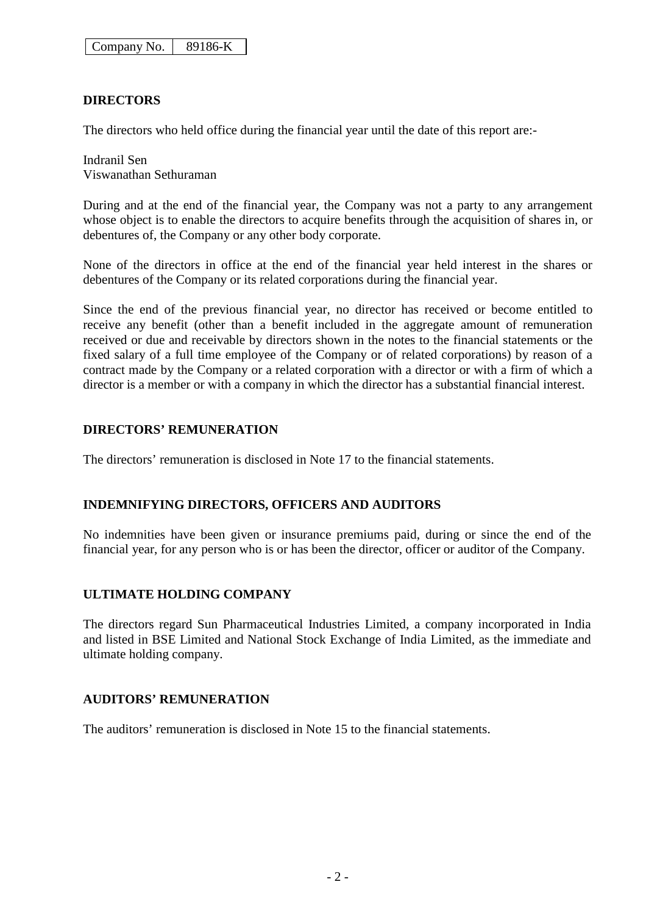| Company No. | 89186-K |
|---|---|

## DIRECTORS

The directors who held office during the financial year until the date of this report are:-

Indranil Sen
Viswanathan Sethuraman

During and at the end of the financial year, the Company was not a party to any arrangement whose object is to enable the directors to acquire benefits through the acquisition of shares in, or debentures of, the Company or any other body corporate.

None of the directors in office at the end of the financial year held interest in the shares or debentures of the Company or its related corporations during the financial year.

Since the end of the previous financial year, no director has received or become entitled to receive any benefit (other than a benefit included in the aggregate amount of remuneration received or due and receivable by directors shown in the notes to the financial statements or the fixed salary of a full time employee of the Company or of related corporations) by reason of a contract made by the Company or a related corporation with a director or with a firm of which a director is a member or with a company in which the director has a substantial financial interest.

## DIRECTORS' REMUNERATION

The directors' remuneration is disclosed in Note 17 to the financial statements.

## INDEMNIFYING DIRECTORS, OFFICERS AND AUDITORS

No indemnities have been given or insurance premiums paid, during or since the end of the financial year, for any person who is or has been the director, officer or auditor of the Company.

## ULTIMATE HOLDING COMPANY

The directors regard Sun Pharmaceutical Industries Limited, a company incorporated in India and listed in BSE Limited and National Stock Exchange of India Limited, as the immediate and ultimate holding company.

## AUDITORS' REMUNERATION

The auditors' remuneration is disclosed in Note 15 to the financial statements.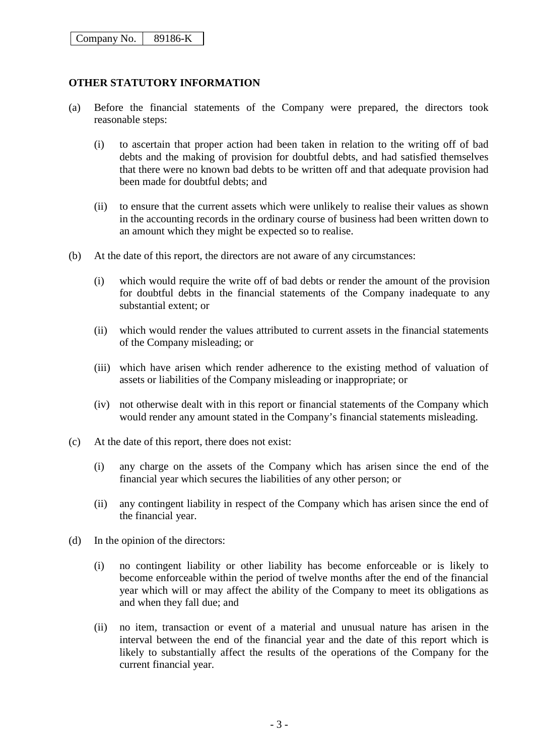| Company No. | 89186-K |
|---|---|

**OTHER STATUTORY INFORMATION**

(a) Before the financial statements of the Company were prepared, the directors took reasonable steps:

(i) to ascertain that proper action had been taken in relation to the writing off of bad debts and the making of provision for doubtful debts, and had satisfied themselves that there were no known bad debts to be written off and that adequate provision had been made for doubtful debts; and

(ii) to ensure that the current assets which were unlikely to realise their values as shown in the accounting records in the ordinary course of business had been written down to an amount which they might be expected so to realise.

(b) At the date of this report, the directors are not aware of any circumstances:

(i) which would require the write off of bad debts or render the amount of the provision for doubtful debts in the financial statements of the Company inadequate to any substantial extent; or

(ii) which would render the values attributed to current assets in the financial statements of the Company misleading; or

(iii) which have arisen which render adherence to the existing method of valuation of assets or liabilities of the Company misleading or inappropriate; or

(iv) not otherwise dealt with in this report or financial statements of the Company which would render any amount stated in the Company's financial statements misleading.

(c) At the date of this report, there does not exist:

(i) any charge on the assets of the Company which has arisen since the end of the financial year which secures the liabilities of any other person; or

(ii) any contingent liability in respect of the Company which has arisen since the end of the financial year.

(d) In the opinion of the directors:

(i) no contingent liability or other liability has become enforceable or is likely to become enforceable within the period of twelve months after the end of the financial year which will or may affect the ability of the Company to meet its obligations as and when they fall due; and

(ii) no item, transaction or event of a material and unusual nature has arisen in the interval between the end of the financial year and the date of this report which is likely to substantially affect the results of the operations of the Company for the current financial year.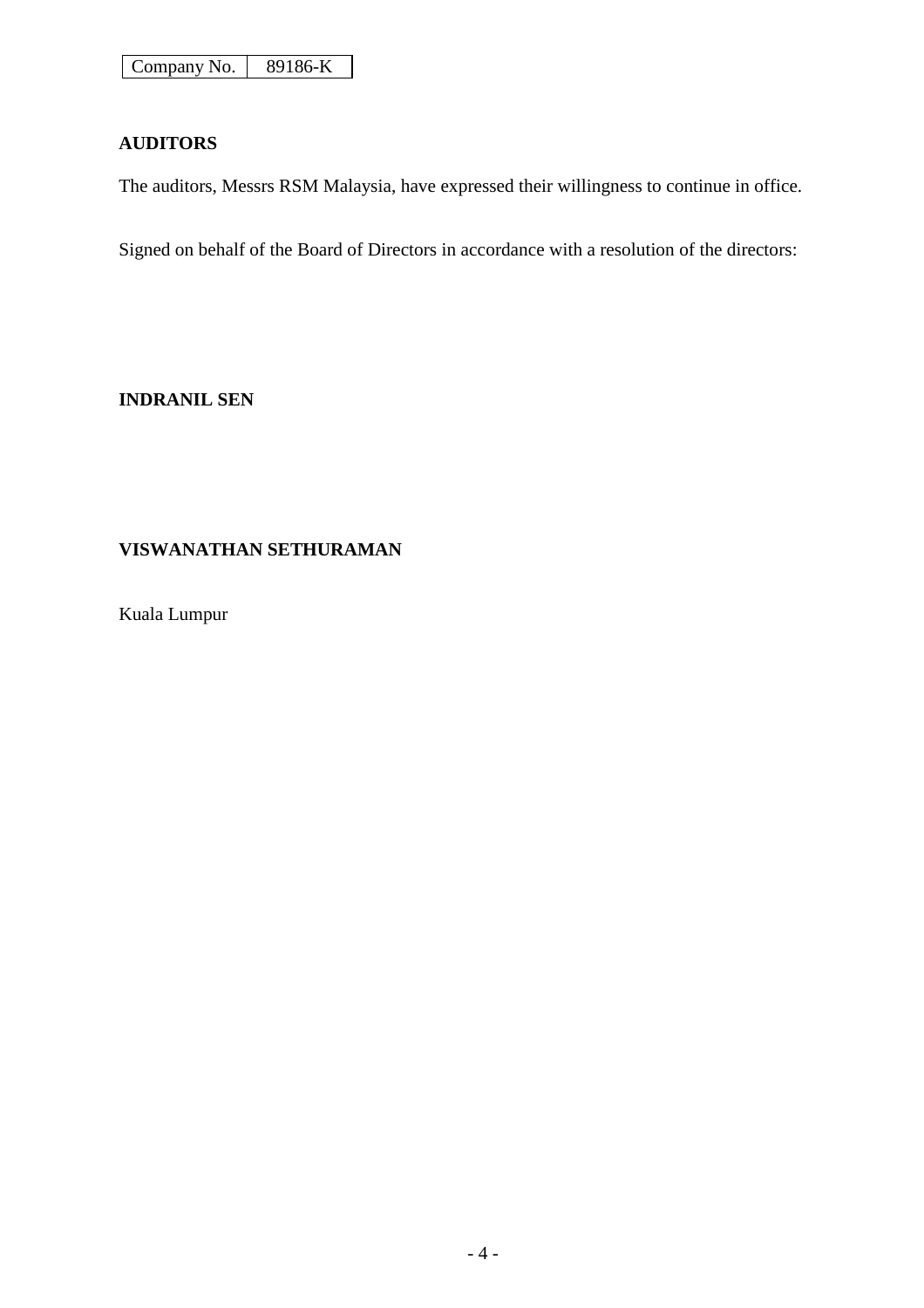| Company No. | 89186-K |
|---|---|

**AUDITORS**

The auditors, Messrs RSM Malaysia, have expressed their willingness to continue in office.

Signed on behalf of the Board of Directors in accordance with a resolution of the directors:

**INDRANIL SEN**

**VISWANATHAN SETHURAMAN**

Kuala Lumpur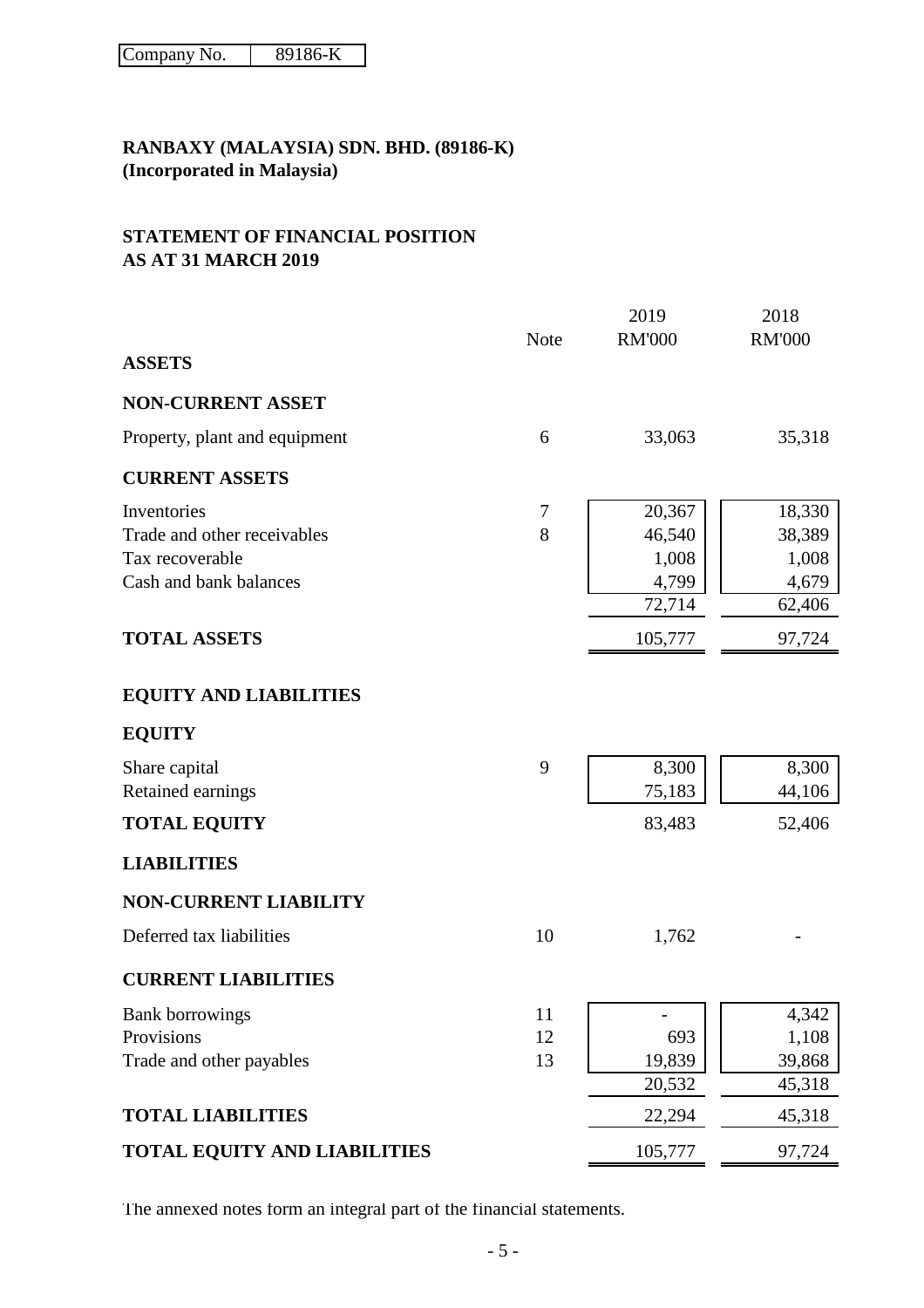| Company No. | 89186-K |
|---|---|

**RANBAXY (MALAYSIA) SDN. BHD. (89186-K)**
**(Incorporated in Malaysia)**

**STATEMENT OF FINANCIAL POSITION**
**AS AT 31 MARCH 2019**

| | Note | 2019 RM'000 | 2018 RM'000 |
|---|---|---|---|
| **ASSETS** | | | |
| **NON-CURRENT ASSET** | | | |
| Property, plant and equipment | 6 | 33,063 | 35,318 |
| **CURRENT ASSETS** | | | |
| Inventories | 7 | 20,367 | 18,330 |
| Trade and other receivables | 8 | 46,540 | 38,389 |
| Tax recoverable | | 1,008 | 1,008 |
| Cash and bank balances | | 4,799 | 4,679 |
| | | 72,714 | 62,406 |
| **TOTAL ASSETS** | | 105,777 | 97,724 |
| **EQUITY AND LIABILITIES** | | | |
| **EQUITY** | | | |
| Share capital | 9 | 8,300 | 8,300 |
| Retained earnings | | 75,183 | 44,106 |
| **TOTAL EQUITY** | | 83,483 | 52,406 |
| **LIABILITIES** | | | |
| **NON-CURRENT LIABILITY** | | | |
| Deferred tax liabilities | 10 | 1,762 | - |
| **CURRENT LIABILITIES** | | | |
| Bank borrowings | 11 | - | 4,342 |
| Provisions | 12 | 693 | 1,108 |
| Trade and other payables | 13 | 19,839 | 39,868 |
| | | 20,532 | 45,318 |
| **TOTAL LIABILITIES** | | 22,294 | 45,318 |
| **TOTAL EQUITY AND LIABILITIES** | | 105,777 | 97,724 |

The annexed notes form an integral part of the financial statements.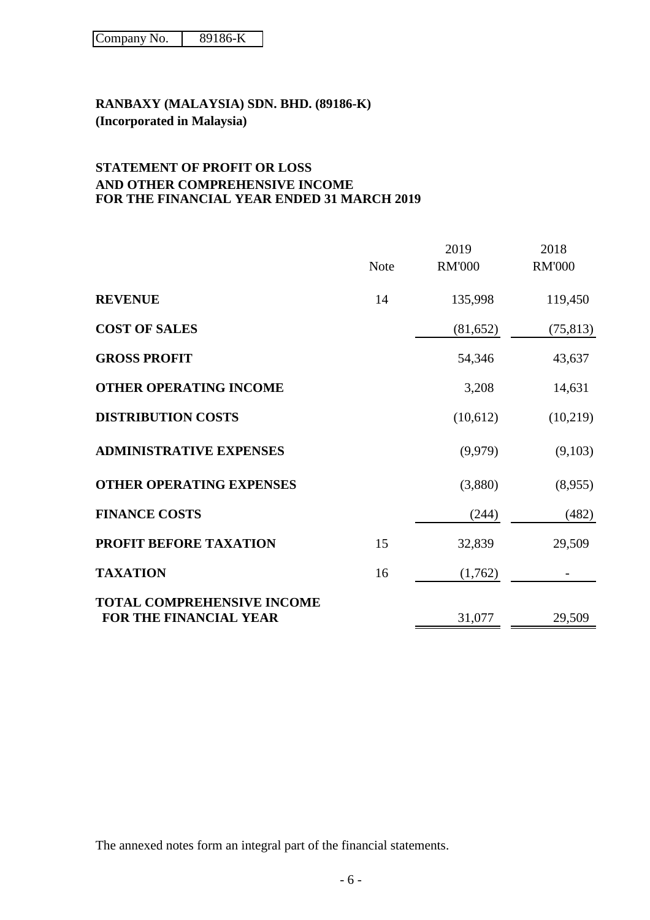| Company No. | 89186-K |
|---|---|

**RANBAXY (MALAYSIA) SDN. BHD. (89186-K)**
**(Incorporated in Malaysia)**

## STATEMENT OF PROFIT OR LOSS AND OTHER COMPREHENSIVE INCOME FOR THE FINANCIAL YEAR ENDED 31 MARCH 2019

| | Note | 2019 RM'000 | 2018 RM'000 |
|---|---|---|---|
| **REVENUE** | 14 | 135,998 | 119,450 |
| **COST OF SALES** | | (81,652) | (75,813) |
| **GROSS PROFIT** | | 54,346 | 43,637 |
| **OTHER OPERATING INCOME** | | 3,208 | 14,631 |
| **DISTRIBUTION COSTS** | | (10,612) | (10,219) |
| **ADMINISTRATIVE EXPENSES** | | (9,979) | (9,103) |
| **OTHER OPERATING EXPENSES** | | (3,880) | (8,955) |
| **FINANCE COSTS** | | (244) | (482) |
| **PROFIT BEFORE TAXATION** | 15 | 32,839 | 29,509 |
| **TAXATION** | 16 | (1,762) | - |
| **TOTAL COMPREHENSIVE INCOME FOR THE FINANCIAL YEAR** | | 31,077 | 29,509 |

The annexed notes form an integral part of the financial statements.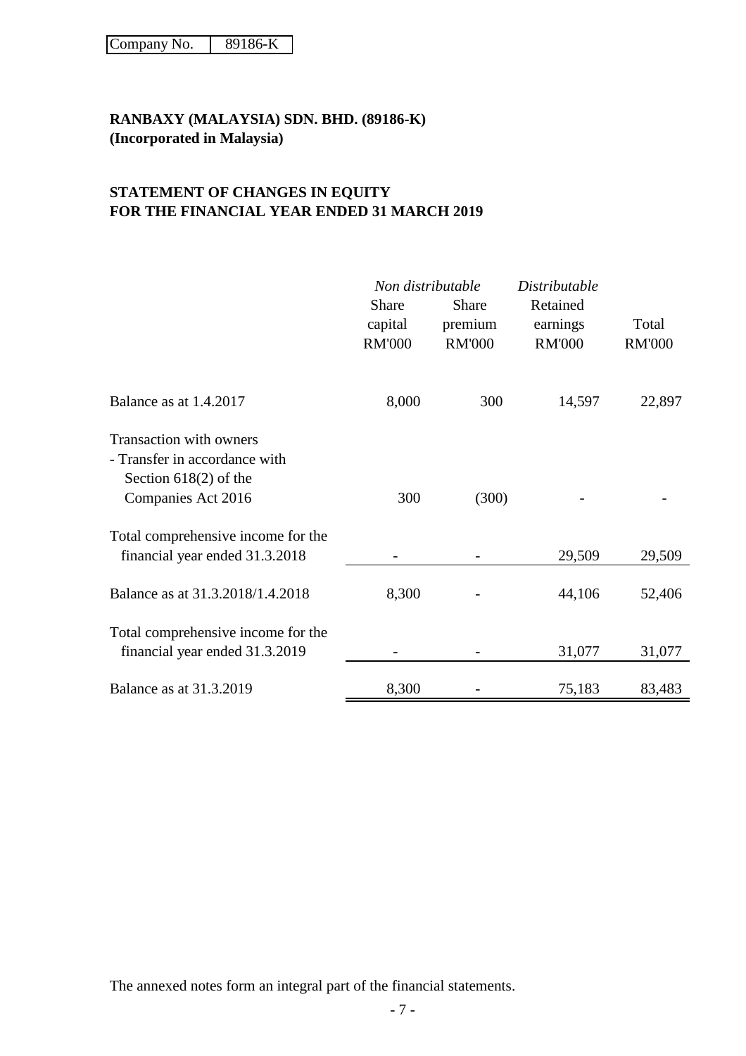Company No. 89186-K

**RANBAXY (MALAYSIA) SDN. BHD. (89186-K)**
**(Incorporated in Malaysia)**

**STATEMENT OF CHANGES IN EQUITY**
**FOR THE FINANCIAL YEAR ENDED 31 MARCH 2019**

| | *Non distributable* | | *Distributable* | |
|---|---|---|---|---|
| | Share capital RM'000 | Share premium RM'000 | Retained earnings RM'000 | Total RM'000 |
| Balance as at 1.4.2017 | 8,000 | 300 | 14,597 | 22,897 |
| Transaction with owners - Transfer in accordance with Section 618(2) of the Companies Act 2016 | 300 | (300) | - | - |
| Total comprehensive income for the financial year ended 31.3.2018 | - | - | 29,509 | 29,509 |
| Balance as at 31.3.2018/1.4.2018 | 8,300 | - | 44,106 | 52,406 |
| Total comprehensive income for the financial year ended 31.3.2019 | - | - | 31,077 | 31,077 |
| Balance as at 31.3.2019 | 8,300 | - | 75,183 | 83,483 |

The annexed notes form an integral part of the financial statements.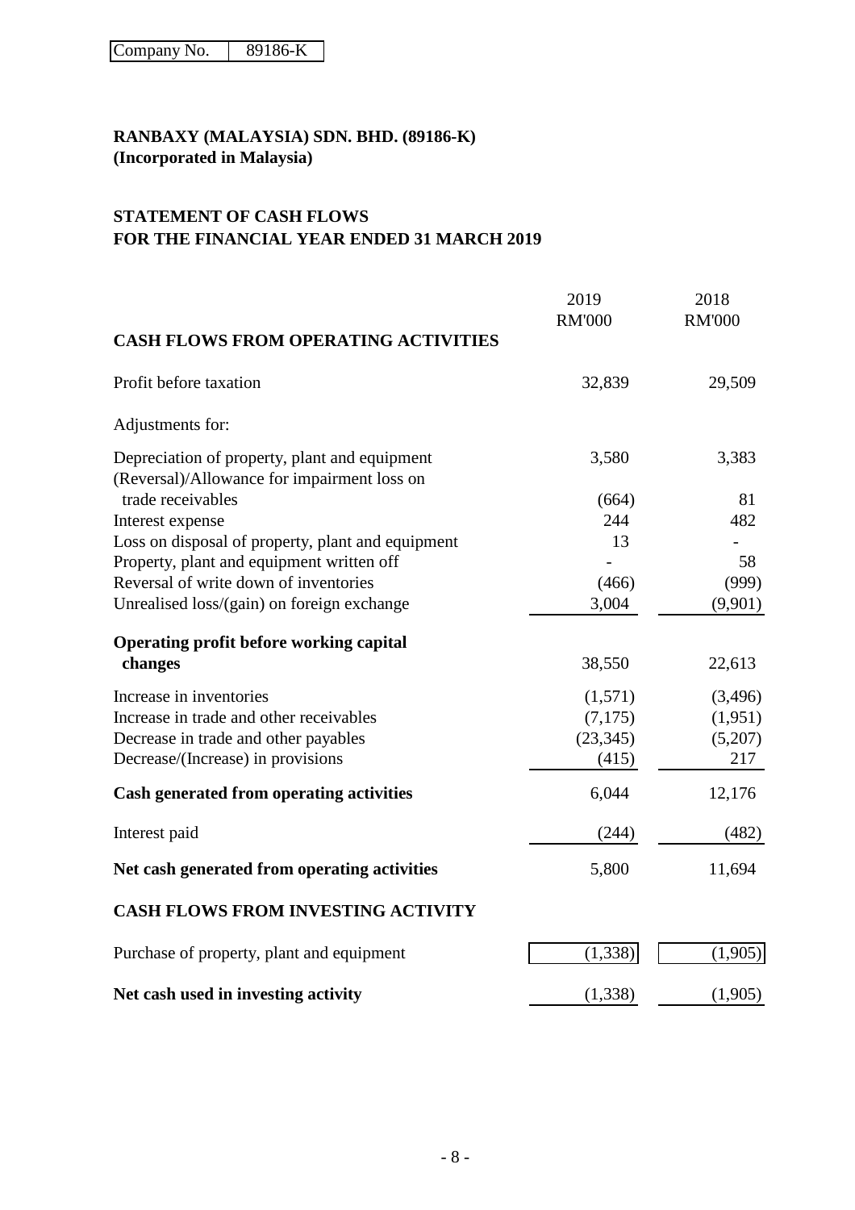| Company No. | 89186-K |
|---|---|

**RANBAXY (MALAYSIA) SDN. BHD. (89186-K)**
**(Incorporated in Malaysia)**

**STATEMENT OF CASH FLOWS**
**FOR THE FINANCIAL YEAR ENDED 31 MARCH 2019**

| | 2019 RM'000 | 2018 RM'000 |
|---|---|---|
| **CASH FLOWS FROM OPERATING ACTIVITIES** | | |
| Profit before taxation | 32,839 | 29,509 |
| Adjustments for: | | |
| Depreciation of property, plant and equipment | 3,580 | 3,383 |
| (Reversal)/Allowance for impairment loss on trade receivables | (664) | 81 |
| Interest expense | 244 | 482 |
| Loss on disposal of property, plant and equipment | 13 | - |
| Property, plant and equipment written off | - | 58 |
| Reversal of write down of inventories | (466) | (999) |
| Unrealised loss/(gain) on foreign exchange | 3,004 | (9,901) |
| **Operating profit before working capital changes** | 38,550 | 22,613 |
| Increase in inventories | (1,571) | (3,496) |
| Increase in trade and other receivables | (7,175) | (1,951) |
| Decrease in trade and other payables | (23,345) | (5,207) |
| Decrease/(Increase) in provisions | (415) | 217 |
| **Cash generated from operating activities** | 6,044 | 12,176 |
| Interest paid | (244) | (482) |
| **Net cash generated from operating activities** | 5,800 | 11,694 |
| **CASH FLOWS FROM INVESTING ACTIVITY** | | |
| Purchase of property, plant and equipment | (1,338) | (1,905) |
| **Net cash used in investing activity** | (1,338) | (1,905) |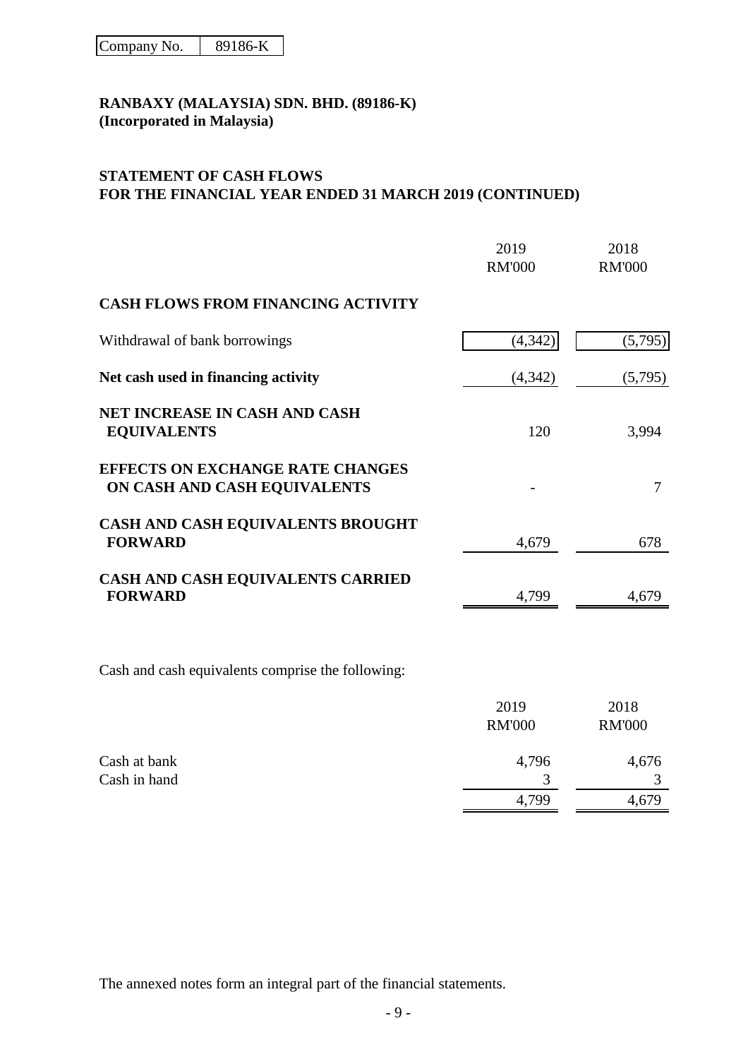Company No. 89186-K

**RANBAXY (MALAYSIA) SDN. BHD. (89186-K)**
**(Incorporated in Malaysia)**

**STATEMENT OF CASH FLOWS**
**FOR THE FINANCIAL YEAR ENDED 31 MARCH 2019 (CONTINUED)**

| | 2019 RM'000 | 2018 RM'000 |
|---|---|---|
| **CASH FLOWS FROM FINANCING ACTIVITY** | | |
| Withdrawal of bank borrowings | (4,342) | (5,795) |
| **Net cash used in financing activity** | (4,342) | (5,795) |
| **NET INCREASE IN CASH AND CASH EQUIVALENTS** | 120 | 3,994 |
| **EFFECTS ON EXCHANGE RATE CHANGES ON CASH AND CASH EQUIVALENTS** | - | 7 |
| **CASH AND CASH EQUIVALENTS BROUGHT FORWARD** | 4,679 | 678 |
| **CASH AND CASH EQUIVALENTS CARRIED FORWARD** | 4,799 | 4,679 |

Cash and cash equivalents comprise the following:

| | 2019 RM'000 | 2018 RM'000 |
|---|---|---|
| Cash at bank | 4,796 | 4,676 |
| Cash in hand | 3 | 3 |
| | 4,799 | 4,679 |

The annexed notes form an integral part of the financial statements.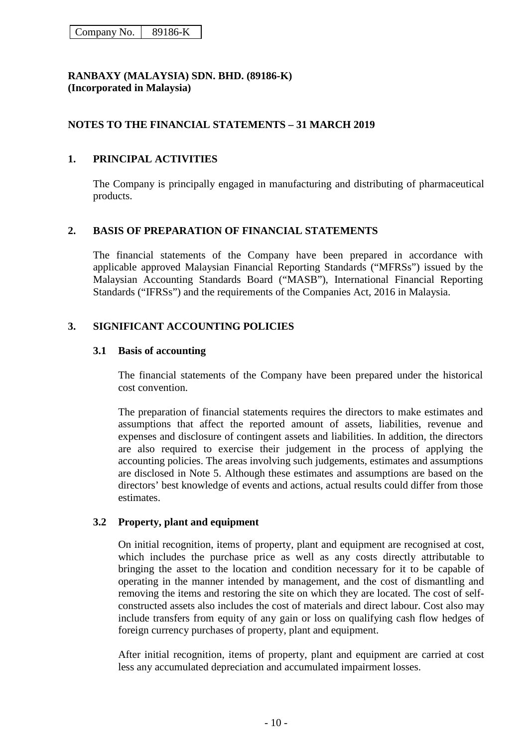Company No. 89186-K

**RANBAXY (MALAYSIA) SDN. BHD. (89186-K)**
**(Incorporated in Malaysia)**

## NOTES TO THE FINANCIAL STATEMENTS – 31 MARCH 2019

## 1. PRINCIPAL ACTIVITIES

The Company is principally engaged in manufacturing and distributing of pharmaceutical products.

## 2. BASIS OF PREPARATION OF FINANCIAL STATEMENTS

The financial statements of the Company have been prepared in accordance with applicable approved Malaysian Financial Reporting Standards ("MFRSs") issued by the Malaysian Accounting Standards Board ("MASB"), International Financial Reporting Standards ("IFRSs") and the requirements of the Companies Act, 2016 in Malaysia.

## 3. SIGNIFICANT ACCOUNTING POLICIES

### 3.1 Basis of accounting

The financial statements of the Company have been prepared under the historical cost convention.

The preparation of financial statements requires the directors to make estimates and assumptions that affect the reported amount of assets, liabilities, revenue and expenses and disclosure of contingent assets and liabilities. In addition, the directors are also required to exercise their judgement in the process of applying the accounting policies. The areas involving such judgements, estimates and assumptions are disclosed in Note 5. Although these estimates and assumptions are based on the directors' best knowledge of events and actions, actual results could differ from those estimates.

### 3.2 Property, plant and equipment

On initial recognition, items of property, plant and equipment are recognised at cost, which includes the purchase price as well as any costs directly attributable to bringing the asset to the location and condition necessary for it to be capable of operating in the manner intended by management, and the cost of dismantling and removing the items and restoring the site on which they are located. The cost of self-constructed assets also includes the cost of materials and direct labour. Cost also may include transfers from equity of any gain or loss on qualifying cash flow hedges of foreign currency purchases of property, plant and equipment.

After initial recognition, items of property, plant and equipment are carried at cost less any accumulated depreciation and accumulated impairment losses.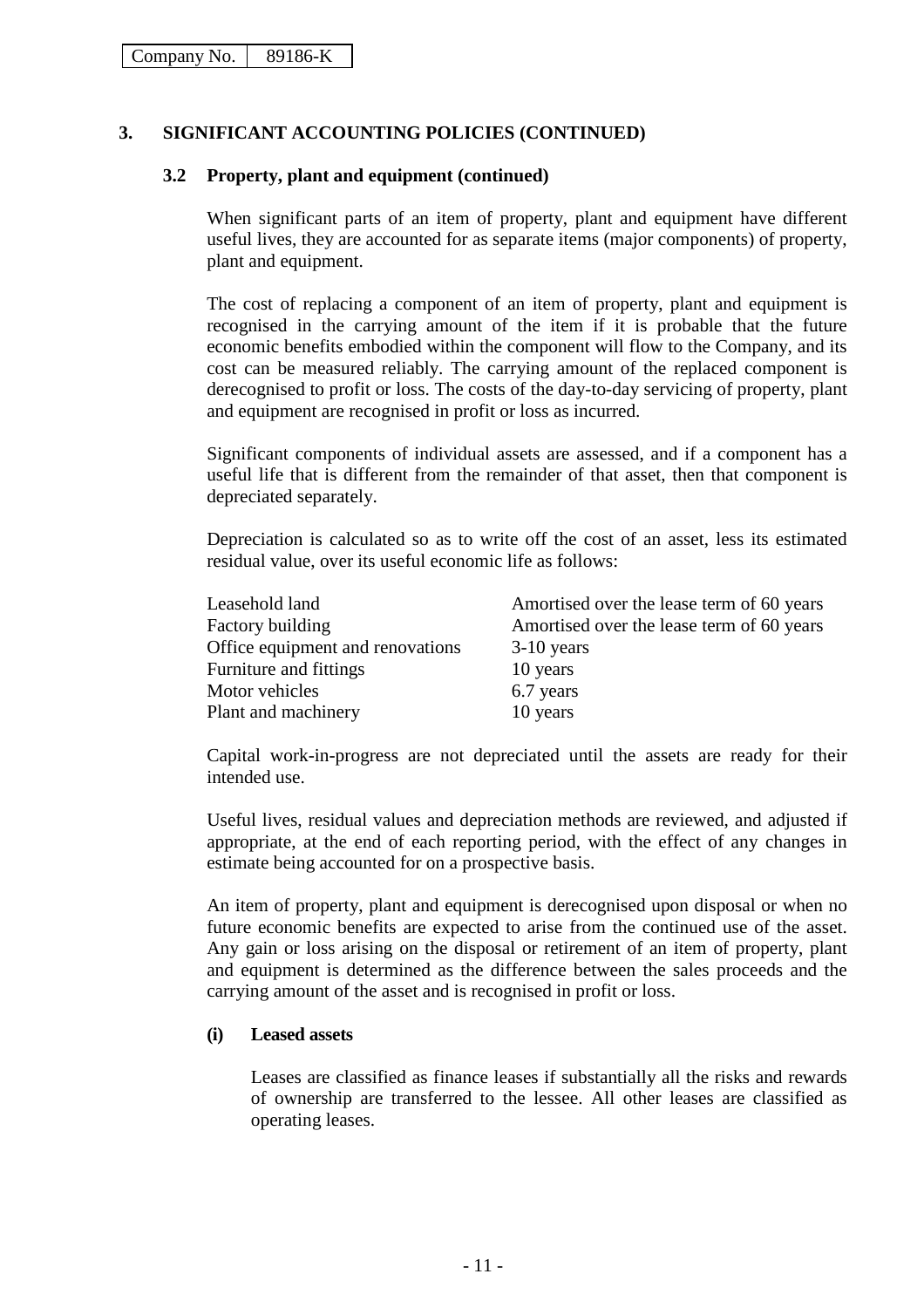## 3. SIGNIFICANT ACCOUNTING POLICIES (CONTINUED)

### 3.2 Property, plant and equipment (continued)

When significant parts of an item of property, plant and equipment have different useful lives, they are accounted for as separate items (major components) of property, plant and equipment.

The cost of replacing a component of an item of property, plant and equipment is recognised in the carrying amount of the item if it is probable that the future economic benefits embodied within the component will flow to the Company, and its cost can be measured reliably. The carrying amount of the replaced component is derecognised to profit or loss. The costs of the day-to-day servicing of property, plant and equipment are recognised in profit or loss as incurred.

Significant components of individual assets are assessed, and if a component has a useful life that is different from the remainder of that asset, then that component is depreciated separately.

Depreciation is calculated so as to write off the cost of an asset, less its estimated residual value, over its useful economic life as follows:

| | |
|---|---|
| Leasehold land | Amortised over the lease term of 60 years |
| Factory building | Amortised over the lease term of 60 years |
| Office equipment and renovations | 3-10 years |
| Furniture and fittings | 10 years |
| Motor vehicles | 6.7 years |
| Plant and machinery | 10 years |

Capital work-in-progress are not depreciated until the assets are ready for their intended use.

Useful lives, residual values and depreciation methods are reviewed, and adjusted if appropriate, at the end of each reporting period, with the effect of any changes in estimate being accounted for on a prospective basis.

An item of property, plant and equipment is derecognised upon disposal or when no future economic benefits are expected to arise from the continued use of the asset. Any gain or loss arising on the disposal or retirement of an item of property, plant and equipment is determined as the difference between the sales proceeds and the carrying amount of the asset and is recognised in profit or loss.

#### (i) Leased assets

Leases are classified as finance leases if substantially all the risks and rewards of ownership are transferred to the lessee. All other leases are classified as operating leases.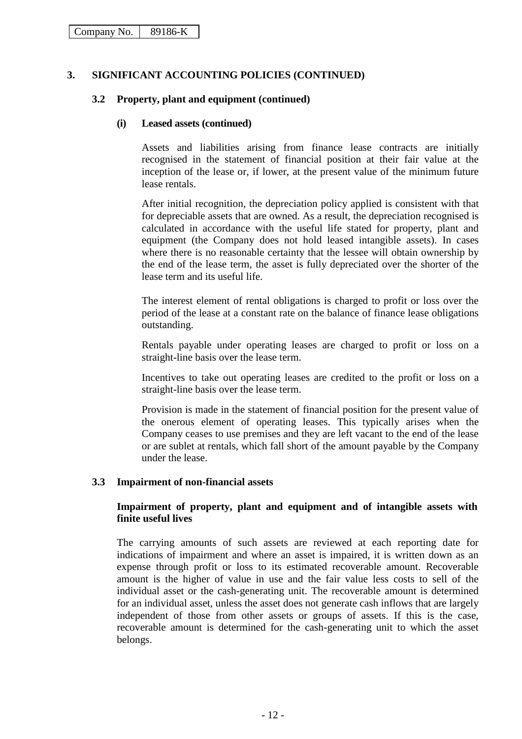Company No. 89186-K

## 3. SIGNIFICANT ACCOUNTING POLICIES (CONTINUED)

### 3.2 Property, plant and equipment (continued)

#### (i) Leased assets (continued)

Assets and liabilities arising from finance lease contracts are initially recognised in the statement of financial position at their fair value at the inception of the lease or, if lower, at the present value of the minimum future lease rentals.

After initial recognition, the depreciation policy applied is consistent with that for depreciable assets that are owned. As a result, the depreciation recognised is calculated in accordance with the useful life stated for property, plant and equipment (the Company does not hold leased intangible assets). In cases where there is no reasonable certainty that the lessee will obtain ownership by the end of the lease term, the asset is fully depreciated over the shorter of the lease term and its useful life.

The interest element of rental obligations is charged to profit or loss over the period of the lease at a constant rate on the balance of finance lease obligations outstanding.

Rentals payable under operating leases are charged to profit or loss on a straight-line basis over the lease term.

Incentives to take out operating leases are credited to the profit or loss on a straight-line basis over the lease term.

Provision is made in the statement of financial position for the present value of the onerous element of operating leases. This typically arises when the Company ceases to use premises and they are left vacant to the end of the lease or are sublet at rentals, which fall short of the amount payable by the Company under the lease.

### 3.3 Impairment of non-financial assets

**Impairment of property, plant and equipment and of intangible assets with finite useful lives**

The carrying amounts of such assets are reviewed at each reporting date for indications of impairment and where an asset is impaired, it is written down as an expense through profit or loss to its estimated recoverable amount. Recoverable amount is the higher of value in use and the fair value less costs to sell of the individual asset or the cash-generating unit. The recoverable amount is determined for an individual asset, unless the asset does not generate cash inflows that are largely independent of those from other assets or groups of assets. If this is the case, recoverable amount is determined for the cash-generating unit to which the asset belongs.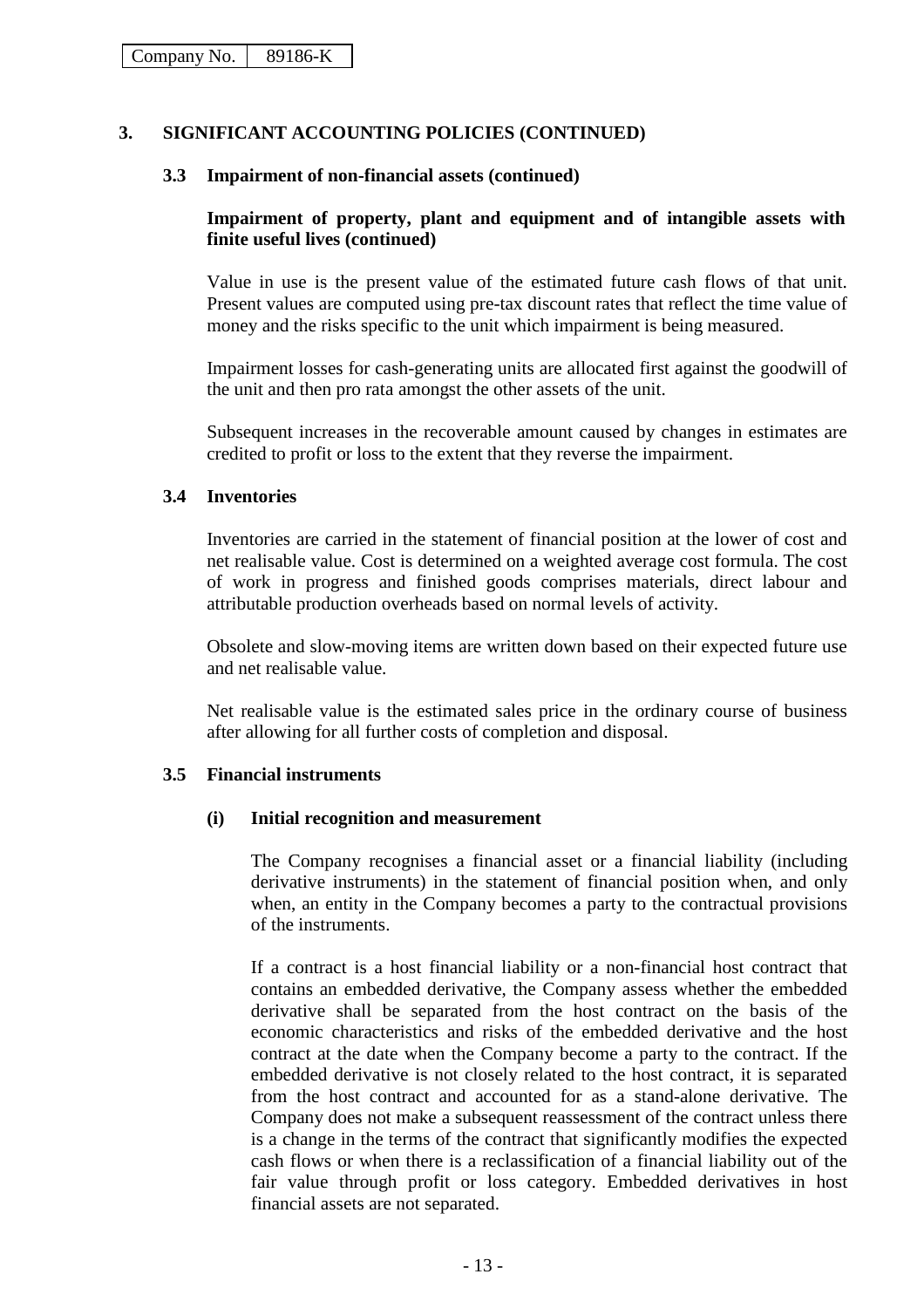Company No. 89186-K

## 3. SIGNIFICANT ACCOUNTING POLICIES (CONTINUED)

### 3.3 Impairment of non-financial assets (continued)

**Impairment of property, plant and equipment and of intangible assets with finite useful lives (continued)**

Value in use is the present value of the estimated future cash flows of that unit. Present values are computed using pre-tax discount rates that reflect the time value of money and the risks specific to the unit which impairment is being measured.

Impairment losses for cash-generating units are allocated first against the goodwill of the unit and then pro rata amongst the other assets of the unit.

Subsequent increases in the recoverable amount caused by changes in estimates are credited to profit or loss to the extent that they reverse the impairment.

### 3.4 Inventories

Inventories are carried in the statement of financial position at the lower of cost and net realisable value. Cost is determined on a weighted average cost formula. The cost of work in progress and finished goods comprises materials, direct labour and attributable production overheads based on normal levels of activity.

Obsolete and slow-moving items are written down based on their expected future use and net realisable value.

Net realisable value is the estimated sales price in the ordinary course of business after allowing for all further costs of completion and disposal.

### 3.5 Financial instruments

#### (i) Initial recognition and measurement

The Company recognises a financial asset or a financial liability (including derivative instruments) in the statement of financial position when, and only when, an entity in the Company becomes a party to the contractual provisions of the instruments.

If a contract is a host financial liability or a non-financial host contract that contains an embedded derivative, the Company assess whether the embedded derivative shall be separated from the host contract on the basis of the economic characteristics and risks of the embedded derivative and the host contract at the date when the Company become a party to the contract. If the embedded derivative is not closely related to the host contract, it is separated from the host contract and accounted for as a stand-alone derivative. The Company does not make a subsequent reassessment of the contract unless there is a change in the terms of the contract that significantly modifies the expected cash flows or when there is a reclassification of a financial liability out of the fair value through profit or loss category. Embedded derivatives in host financial assets are not separated.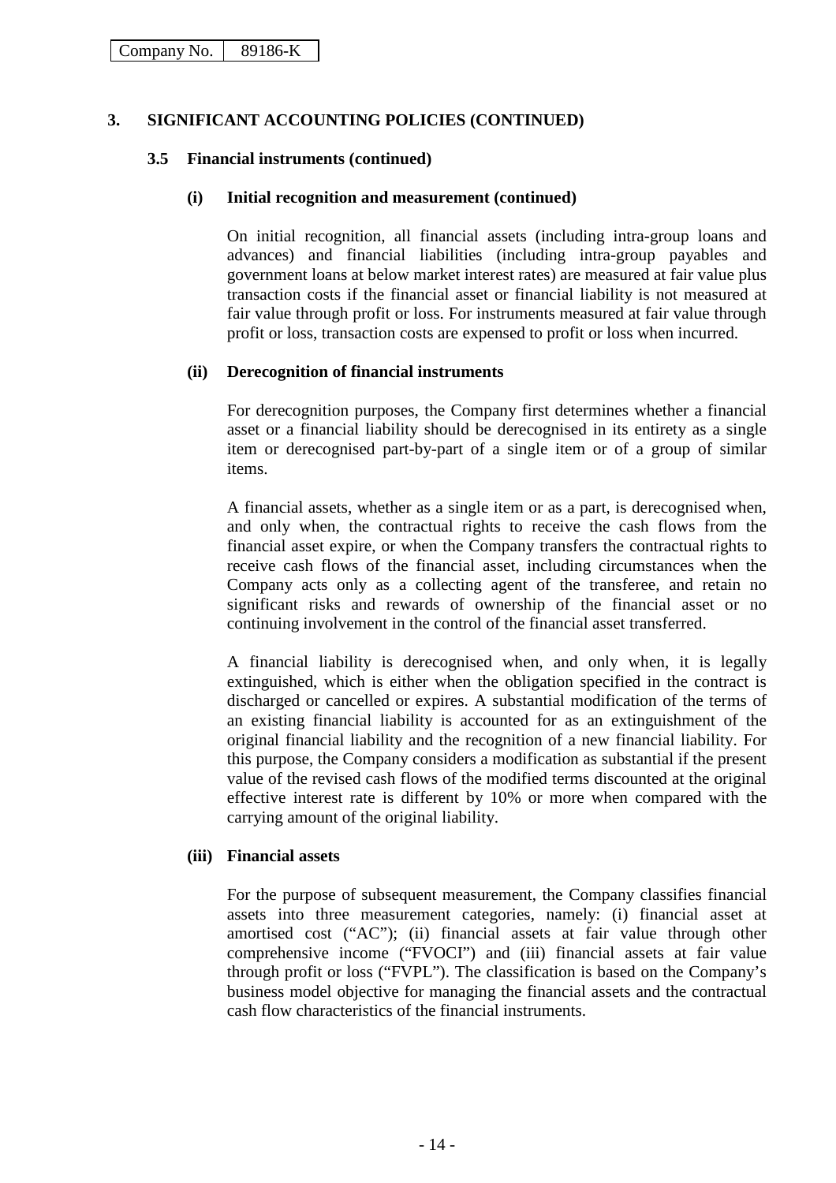| Company No. | 89186-K |
|---|---|

## 3. SIGNIFICANT ACCOUNTING POLICIES (CONTINUED)

### 3.5 Financial instruments (continued)

#### (i) Initial recognition and measurement (continued)

On initial recognition, all financial assets (including intra-group loans and advances) and financial liabilities (including intra-group payables and government loans at below market interest rates) are measured at fair value plus transaction costs if the financial asset or financial liability is not measured at fair value through profit or loss. For instruments measured at fair value through profit or loss, transaction costs are expensed to profit or loss when incurred.

#### (ii) Derecognition of financial instruments

For derecognition purposes, the Company first determines whether a financial asset or a financial liability should be derecognised in its entirety as a single item or derecognised part-by-part of a single item or of a group of similar items.

A financial assets, whether as a single item or as a part, is derecognised when, and only when, the contractual rights to receive the cash flows from the financial asset expire, or when the Company transfers the contractual rights to receive cash flows of the financial asset, including circumstances when the Company acts only as a collecting agent of the transferee, and retain no significant risks and rewards of ownership of the financial asset or no continuing involvement in the control of the financial asset transferred.

A financial liability is derecognised when, and only when, it is legally extinguished, which is either when the obligation specified in the contract is discharged or cancelled or expires. A substantial modification of the terms of an existing financial liability is accounted for as an extinguishment of the original financial liability and the recognition of a new financial liability. For this purpose, the Company considers a modification as substantial if the present value of the revised cash flows of the modified terms discounted at the original effective interest rate is different by 10% or more when compared with the carrying amount of the original liability.

#### (iii) Financial assets

For the purpose of subsequent measurement, the Company classifies financial assets into three measurement categories, namely: (i) financial asset at amortised cost ("AC"); (ii) financial assets at fair value through other comprehensive income ("FVOCI") and (iii) financial assets at fair value through profit or loss ("FVPL"). The classification is based on the Company's business model objective for managing the financial assets and the contractual cash flow characteristics of the financial instruments.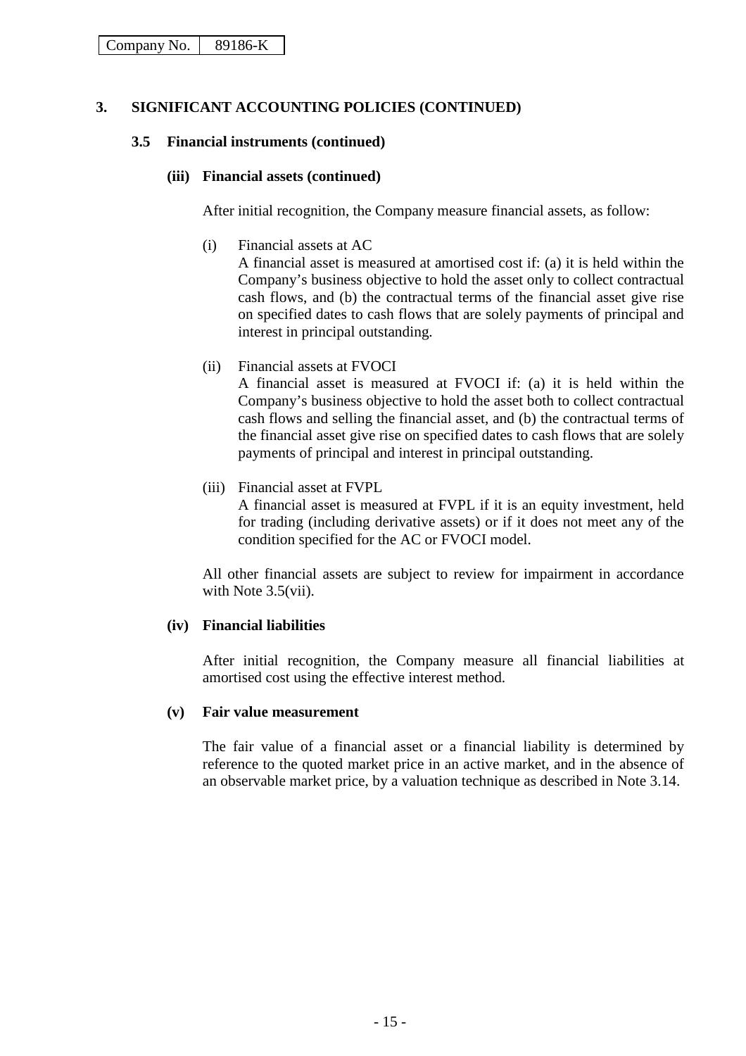## 3. SIGNIFICANT ACCOUNTING POLICIES (CONTINUED)

### 3.5 Financial instruments (continued)

#### (iii) Financial assets (continued)

After initial recognition, the Company measure financial assets, as follow:

(i) Financial assets at AC
A financial asset is measured at amortised cost if: (a) it is held within the Company's business objective to hold the asset only to collect contractual cash flows, and (b) the contractual terms of the financial asset give rise on specified dates to cash flows that are solely payments of principal and interest in principal outstanding.

(ii) Financial assets at FVOCI
A financial asset is measured at FVOCI if: (a) it is held within the Company's business objective to hold the asset both to collect contractual cash flows and selling the financial asset, and (b) the contractual terms of the financial asset give rise on specified dates to cash flows that are solely payments of principal and interest in principal outstanding.

(iii) Financial asset at FVPL
A financial asset is measured at FVPL if it is an equity investment, held for trading (including derivative assets) or if it does not meet any of the condition specified for the AC or FVOCI model.

All other financial assets are subject to review for impairment in accordance with Note 3.5(vii).

#### (iv) Financial liabilities

After initial recognition, the Company measure all financial liabilities at amortised cost using the effective interest method.

#### (v) Fair value measurement

The fair value of a financial asset or a financial liability is determined by reference to the quoted market price in an active market, and in the absence of an observable market price, by a valuation technique as described in Note 3.14.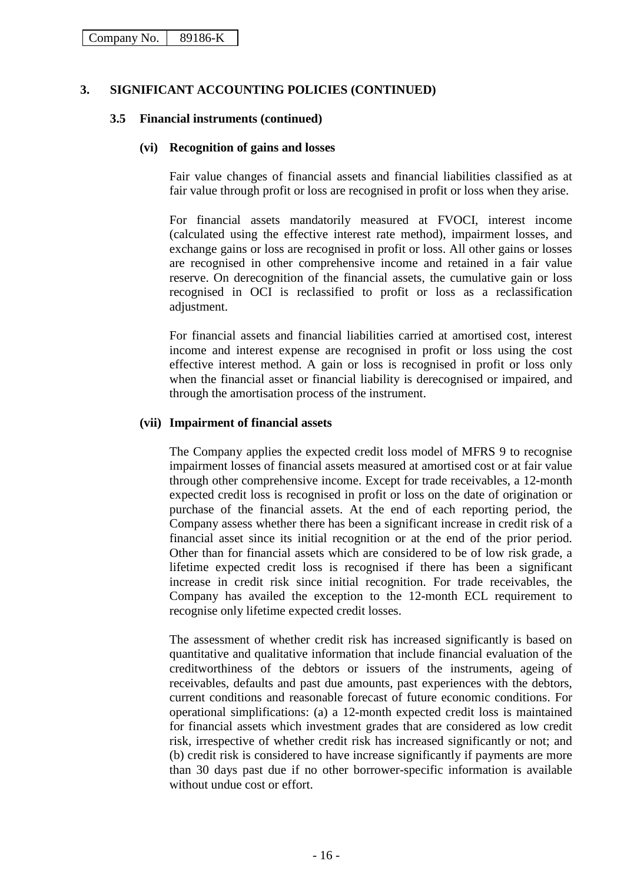Company No. 89186-K

## 3. SIGNIFICANT ACCOUNTING POLICIES (CONTINUED)

### 3.5 Financial instruments (continued)

#### (vi) Recognition of gains and losses

Fair value changes of financial assets and financial liabilities classified as at fair value through profit or loss are recognised in profit or loss when they arise.

For financial assets mandatorily measured at FVOCI, interest income (calculated using the effective interest rate method), impairment losses, and exchange gains or loss are recognised in profit or loss. All other gains or losses are recognised in other comprehensive income and retained in a fair value reserve. On derecognition of the financial assets, the cumulative gain or loss recognised in OCI is reclassified to profit or loss as a reclassification adjustment.

For financial assets and financial liabilities carried at amortised cost, interest income and interest expense are recognised in profit or loss using the cost effective interest method. A gain or loss is recognised in profit or loss only when the financial asset or financial liability is derecognised or impaired, and through the amortisation process of the instrument.

#### (vii) Impairment of financial assets

The Company applies the expected credit loss model of MFRS 9 to recognise impairment losses of financial assets measured at amortised cost or at fair value through other comprehensive income. Except for trade receivables, a 12-month expected credit loss is recognised in profit or loss on the date of origination or purchase of the financial assets. At the end of each reporting period, the Company assess whether there has been a significant increase in credit risk of a financial asset since its initial recognition or at the end of the prior period. Other than for financial assets which are considered to be of low risk grade, a lifetime expected credit loss is recognised if there has been a significant increase in credit risk since initial recognition. For trade receivables, the Company has availed the exception to the 12-month ECL requirement to recognise only lifetime expected credit losses.

The assessment of whether credit risk has increased significantly is based on quantitative and qualitative information that include financial evaluation of the creditworthiness of the debtors or issuers of the instruments, ageing of receivables, defaults and past due amounts, past experiences with the debtors, current conditions and reasonable forecast of future economic conditions. For operational simplifications: (a) a 12-month expected credit loss is maintained for financial assets which investment grades that are considered as low credit risk, irrespective of whether credit risk has increased significantly or not; and (b) credit risk is considered to have increase significantly if payments are more than 30 days past due if no other borrower-specific information is available without undue cost or effort.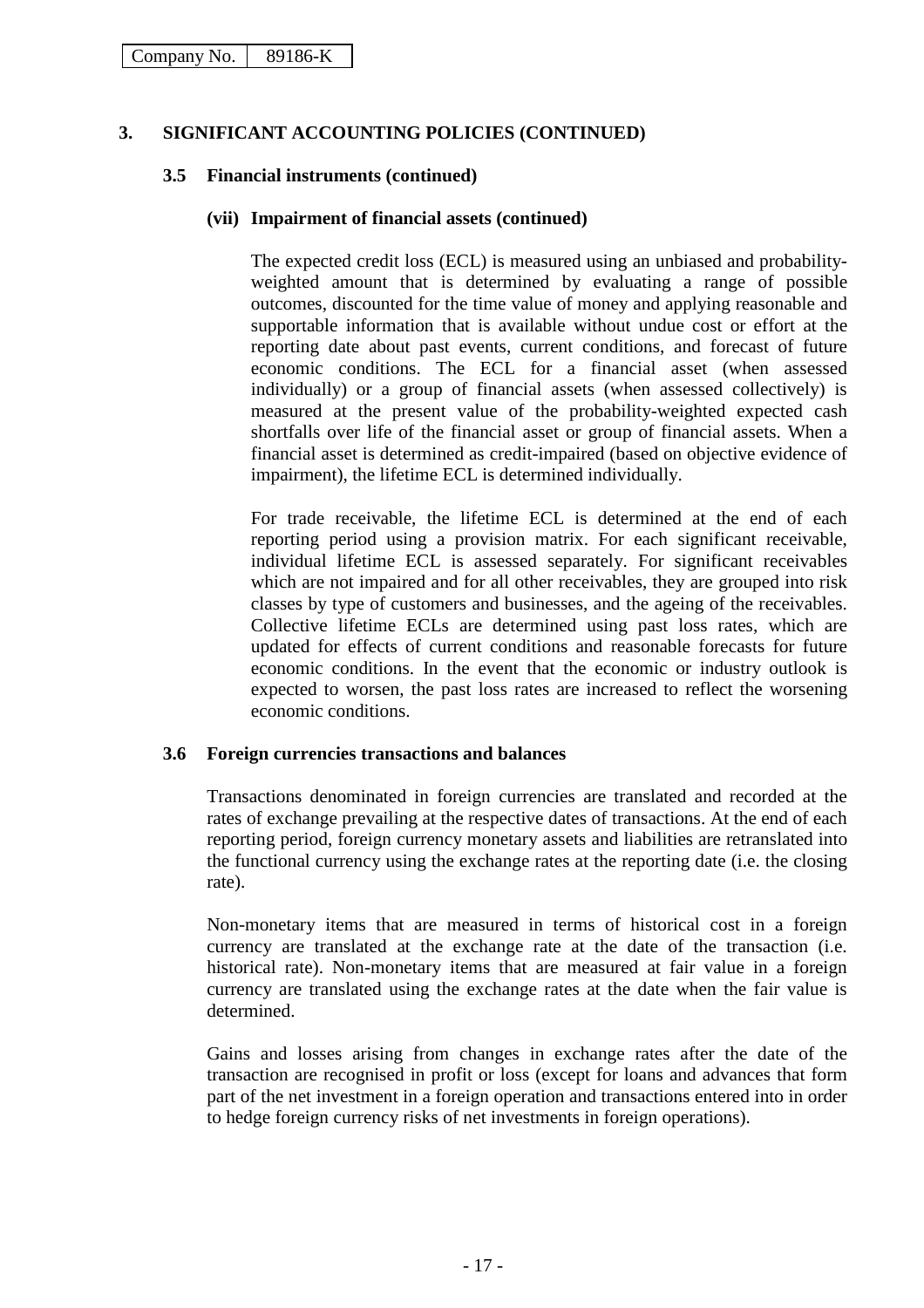## 3. SIGNIFICANT ACCOUNTING POLICIES (CONTINUED)

### 3.5 Financial instruments (continued)

#### (vii) Impairment of financial assets (continued)

The expected credit loss (ECL) is measured using an unbiased and probability-weighted amount that is determined by evaluating a range of possible outcomes, discounted for the time value of money and applying reasonable and supportable information that is available without undue cost or effort at the reporting date about past events, current conditions, and forecast of future economic conditions. The ECL for a financial asset (when assessed individually) or a group of financial assets (when assessed collectively) is measured at the present value of the probability-weighted expected cash shortfalls over life of the financial asset or group of financial assets. When a financial asset is determined as credit-impaired (based on objective evidence of impairment), the lifetime ECL is determined individually.

For trade receivable, the lifetime ECL is determined at the end of each reporting period using a provision matrix. For each significant receivable, individual lifetime ECL is assessed separately. For significant receivables which are not impaired and for all other receivables, they are grouped into risk classes by type of customers and businesses, and the ageing of the receivables. Collective lifetime ECLs are determined using past loss rates, which are updated for effects of current conditions and reasonable forecasts for future economic conditions. In the event that the economic or industry outlook is expected to worsen, the past loss rates are increased to reflect the worsening economic conditions.

### 3.6 Foreign currencies transactions and balances

Transactions denominated in foreign currencies are translated and recorded at the rates of exchange prevailing at the respective dates of transactions. At the end of each reporting period, foreign currency monetary assets and liabilities are retranslated into the functional currency using the exchange rates at the reporting date (i.e. the closing rate).

Non-monetary items that are measured in terms of historical cost in a foreign currency are translated at the exchange rate at the date of the transaction (i.e. historical rate). Non-monetary items that are measured at fair value in a foreign currency are translated using the exchange rates at the date when the fair value is determined.

Gains and losses arising from changes in exchange rates after the date of the transaction are recognised in profit or loss (except for loans and advances that form part of the net investment in a foreign operation and transactions entered into in order to hedge foreign currency risks of net investments in foreign operations).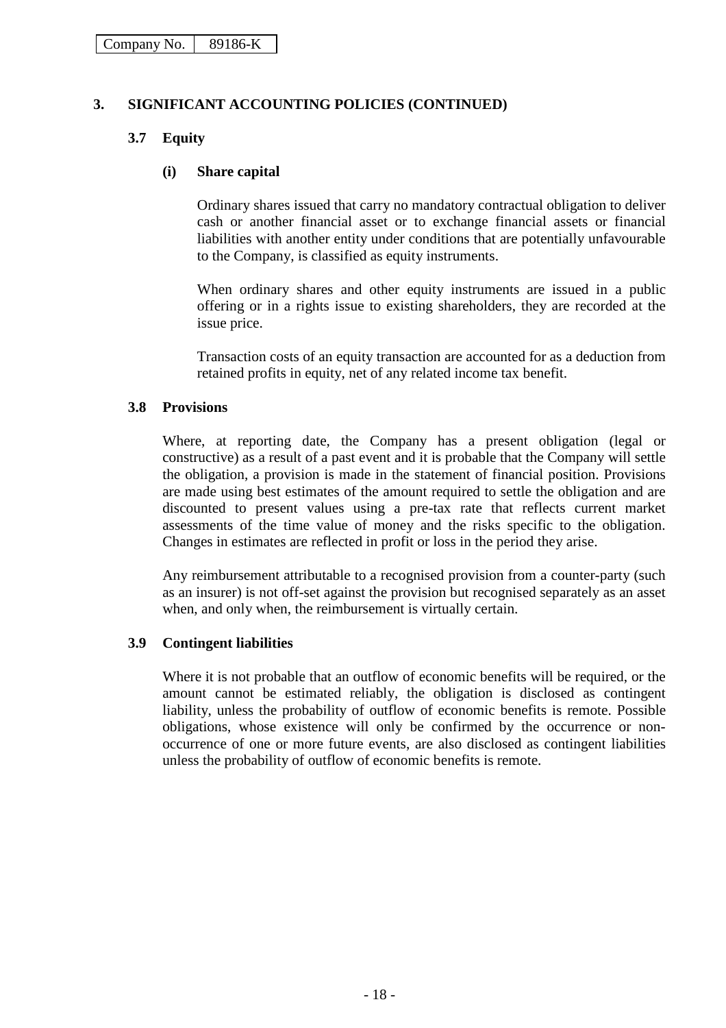Company No. 89186-K

## 3. SIGNIFICANT ACCOUNTING POLICIES (CONTINUED)

### 3.7 Equity

#### (i) Share capital

Ordinary shares issued that carry no mandatory contractual obligation to deliver cash or another financial asset or to exchange financial assets or financial liabilities with another entity under conditions that are potentially unfavourable to the Company, is classified as equity instruments.

When ordinary shares and other equity instruments are issued in a public offering or in a rights issue to existing shareholders, they are recorded at the issue price.

Transaction costs of an equity transaction are accounted for as a deduction from retained profits in equity, net of any related income tax benefit.

### 3.8 Provisions

Where, at reporting date, the Company has a present obligation (legal or constructive) as a result of a past event and it is probable that the Company will settle the obligation, a provision is made in the statement of financial position. Provisions are made using best estimates of the amount required to settle the obligation and are discounted to present values using a pre-tax rate that reflects current market assessments of the time value of money and the risks specific to the obligation. Changes in estimates are reflected in profit or loss in the period they arise.

Any reimbursement attributable to a recognised provision from a counter-party (such as an insurer) is not off-set against the provision but recognised separately as an asset when, and only when, the reimbursement is virtually certain.

### 3.9 Contingent liabilities

Where it is not probable that an outflow of economic benefits will be required, or the amount cannot be estimated reliably, the obligation is disclosed as contingent liability, unless the probability of outflow of economic benefits is remote. Possible obligations, whose existence will only be confirmed by the occurrence or non-occurrence of one or more future events, are also disclosed as contingent liabilities unless the probability of outflow of economic benefits is remote.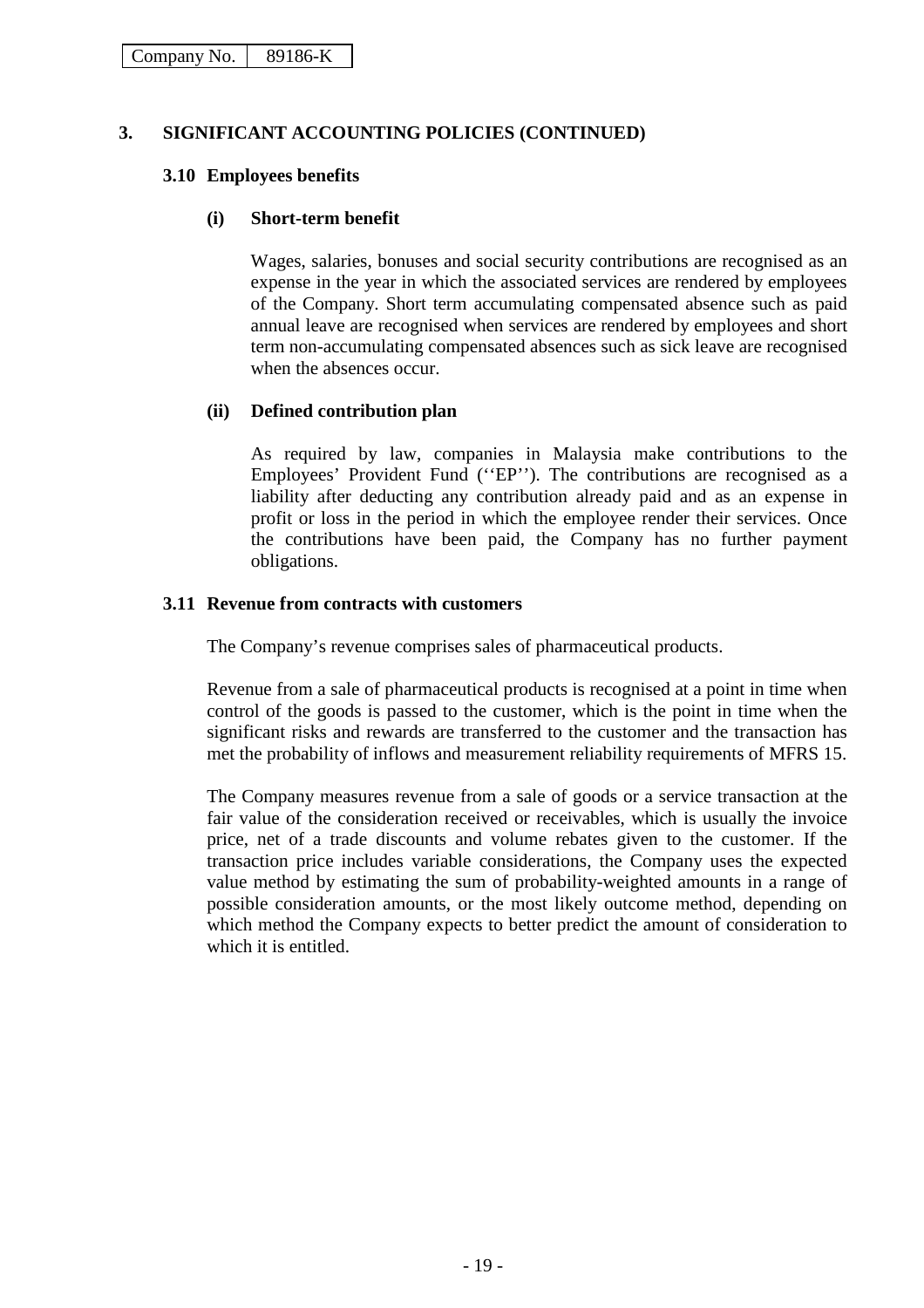## 3. SIGNIFICANT ACCOUNTING POLICIES (CONTINUED)

### 3.10 Employees benefits

#### (i) Short-term benefit

Wages, salaries, bonuses and social security contributions are recognised as an expense in the year in which the associated services are rendered by employees of the Company. Short term accumulating compensated absence such as paid annual leave are recognised when services are rendered by employees and short term non-accumulating compensated absences such as sick leave are recognised when the absences occur.

#### (ii) Defined contribution plan

As required by law, companies in Malaysia make contributions to the Employees' Provident Fund (''EP''). The contributions are recognised as a liability after deducting any contribution already paid and as an expense in profit or loss in the period in which the employee render their services. Once the contributions have been paid, the Company has no further payment obligations.

### 3.11 Revenue from contracts with customers

The Company's revenue comprises sales of pharmaceutical products.

Revenue from a sale of pharmaceutical products is recognised at a point in time when control of the goods is passed to the customer, which is the point in time when the significant risks and rewards are transferred to the customer and the transaction has met the probability of inflows and measurement reliability requirements of MFRS 15.

The Company measures revenue from a sale of goods or a service transaction at the fair value of the consideration received or receivables, which is usually the invoice price, net of a trade discounts and volume rebates given to the customer. If the transaction price includes variable considerations, the Company uses the expected value method by estimating the sum of probability-weighted amounts in a range of possible consideration amounts, or the most likely outcome method, depending on which method the Company expects to better predict the amount of consideration to which it is entitled.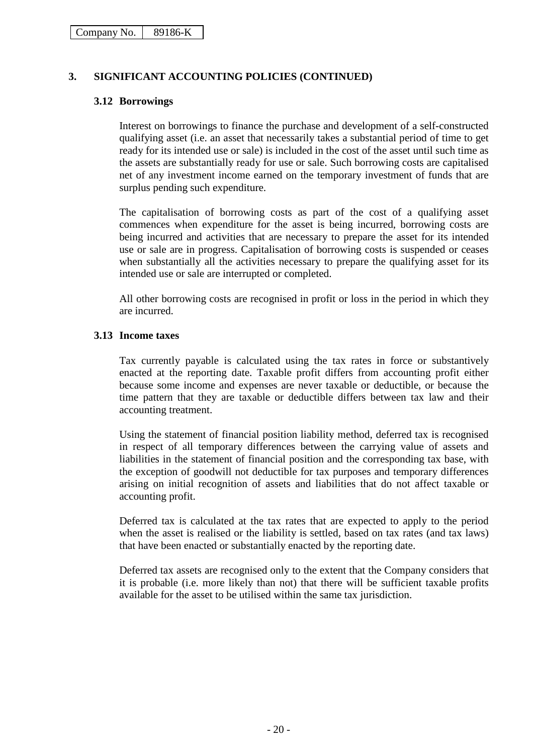## 3. SIGNIFICANT ACCOUNTING POLICIES (CONTINUED)

### 3.12 Borrowings

Interest on borrowings to finance the purchase and development of a self-constructed qualifying asset (i.e. an asset that necessarily takes a substantial period of time to get ready for its intended use or sale) is included in the cost of the asset until such time as the assets are substantially ready for use or sale. Such borrowing costs are capitalised net of any investment income earned on the temporary investment of funds that are surplus pending such expenditure.

The capitalisation of borrowing costs as part of the cost of a qualifying asset commences when expenditure for the asset is being incurred, borrowing costs are being incurred and activities that are necessary to prepare the asset for its intended use or sale are in progress. Capitalisation of borrowing costs is suspended or ceases when substantially all the activities necessary to prepare the qualifying asset for its intended use or sale are interrupted or completed.

All other borrowing costs are recognised in profit or loss in the period in which they are incurred.

### 3.13 Income taxes

Tax currently payable is calculated using the tax rates in force or substantively enacted at the reporting date. Taxable profit differs from accounting profit either because some income and expenses are never taxable or deductible, or because the time pattern that they are taxable or deductible differs between tax law and their accounting treatment.

Using the statement of financial position liability method, deferred tax is recognised in respect of all temporary differences between the carrying value of assets and liabilities in the statement of financial position and the corresponding tax base, with the exception of goodwill not deductible for tax purposes and temporary differences arising on initial recognition of assets and liabilities that do not affect taxable or accounting profit.

Deferred tax is calculated at the tax rates that are expected to apply to the period when the asset is realised or the liability is settled, based on tax rates (and tax laws) that have been enacted or substantially enacted by the reporting date.

Deferred tax assets are recognised only to the extent that the Company considers that it is probable (i.e. more likely than not) that there will be sufficient taxable profits available for the asset to be utilised within the same tax jurisdiction.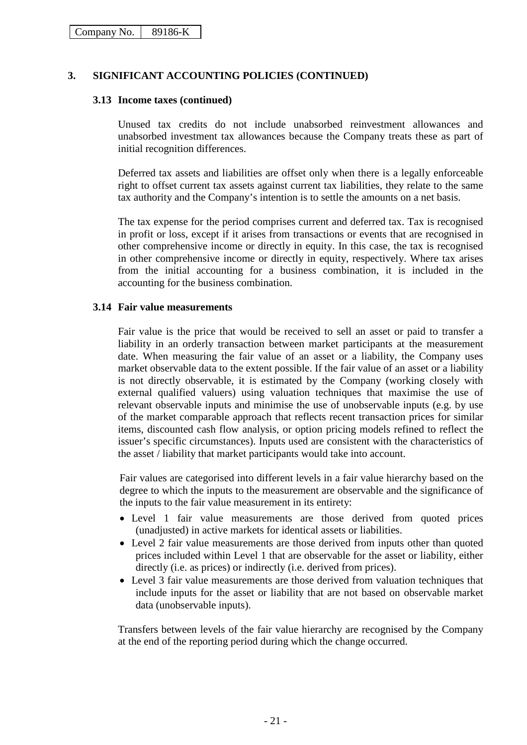## 3. SIGNIFICANT ACCOUNTING POLICIES (CONTINUED)

### 3.13 Income taxes (continued)

Unused tax credits do not include unabsorbed reinvestment allowances and unabsorbed investment tax allowances because the Company treats these as part of initial recognition differences.

Deferred tax assets and liabilities are offset only when there is a legally enforceable right to offset current tax assets against current tax liabilities, they relate to the same tax authority and the Company's intention is to settle the amounts on a net basis.

The tax expense for the period comprises current and deferred tax. Tax is recognised in profit or loss, except if it arises from transactions or events that are recognised in other comprehensive income or directly in equity. In this case, the tax is recognised in other comprehensive income or directly in equity, respectively. Where tax arises from the initial accounting for a business combination, it is included in the accounting for the business combination.

### 3.14 Fair value measurements

Fair value is the price that would be received to sell an asset or paid to transfer a liability in an orderly transaction between market participants at the measurement date. When measuring the fair value of an asset or a liability, the Company uses market observable data to the extent possible. If the fair value of an asset or a liability is not directly observable, it is estimated by the Company (working closely with external qualified valuers) using valuation techniques that maximise the use of relevant observable inputs and minimise the use of unobservable inputs (e.g. by use of the market comparable approach that reflects recent transaction prices for similar items, discounted cash flow analysis, or option pricing models refined to reflect the issuer's specific circumstances). Inputs used are consistent with the characteristics of the asset / liability that market participants would take into account.

Fair values are categorised into different levels in a fair value hierarchy based on the degree to which the inputs to the measurement are observable and the significance of the inputs to the fair value measurement in its entirety:

- Level 1 fair value measurements are those derived from quoted prices (unadjusted) in active markets for identical assets or liabilities.
- Level 2 fair value measurements are those derived from inputs other than quoted prices included within Level 1 that are observable for the asset or liability, either directly (i.e. as prices) or indirectly (i.e. derived from prices).
- Level 3 fair value measurements are those derived from valuation techniques that include inputs for the asset or liability that are not based on observable market data (unobservable inputs).

Transfers between levels of the fair value hierarchy are recognised by the Company at the end of the reporting period during which the change occurred.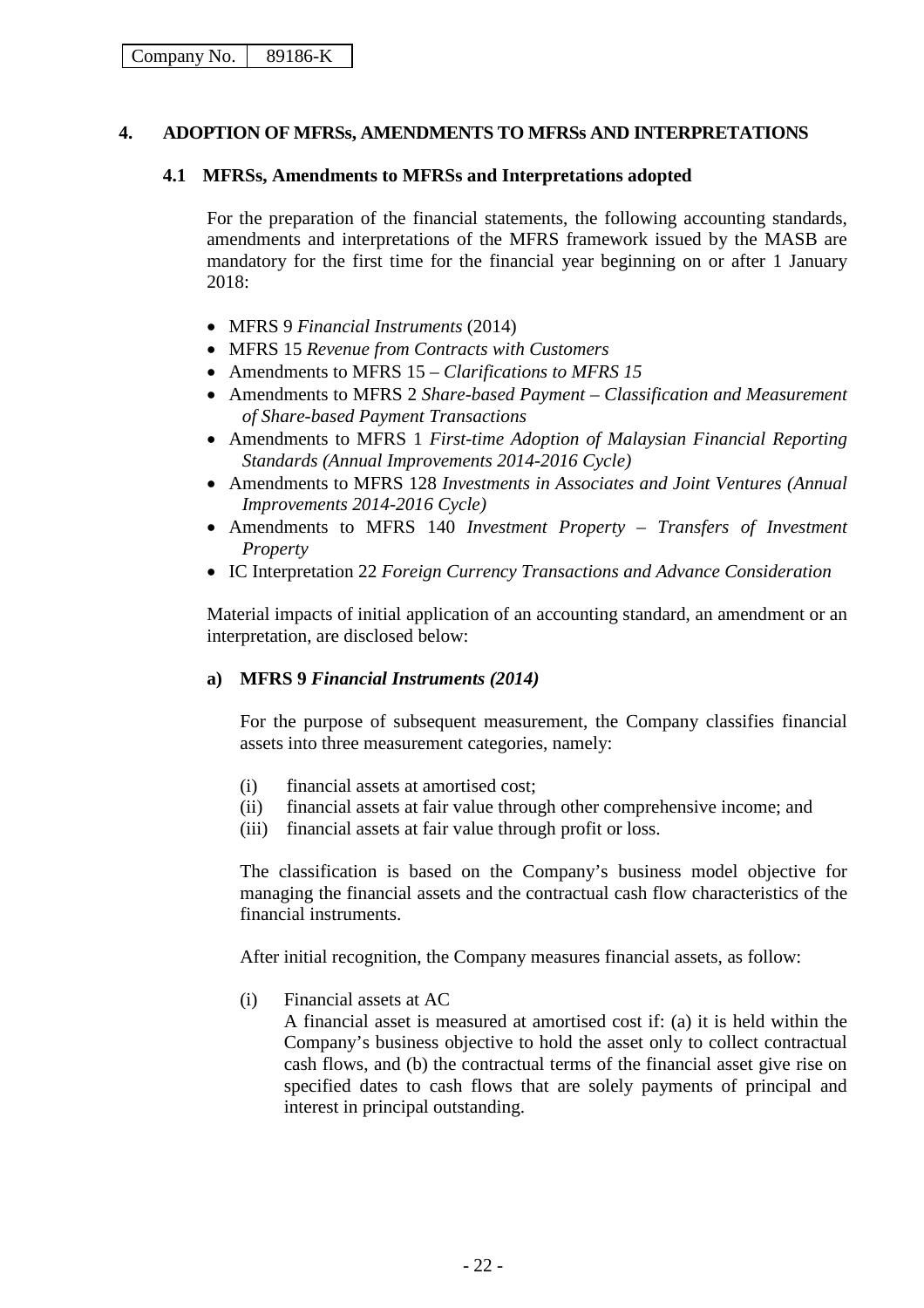Company No. 89186-K

## 4. ADOPTION OF MFRSs, AMENDMENTS TO MFRSs AND INTERPRETATIONS

### 4.1 MFRSs, Amendments to MFRSs and Interpretations adopted

For the preparation of the financial statements, the following accounting standards, amendments and interpretations of the MFRS framework issued by the MASB are mandatory for the first time for the financial year beginning on or after 1 January 2018:

- MFRS 9 *Financial Instruments* (2014)
- MFRS 15 *Revenue from Contracts with Customers*
- Amendments to MFRS 15 – *Clarifications to MFRS 15*
- Amendments to MFRS 2 *Share-based Payment – Classification and Measurement of Share-based Payment Transactions*
- Amendments to MFRS 1 *First-time Adoption of Malaysian Financial Reporting Standards (Annual Improvements 2014-2016 Cycle)*
- Amendments to MFRS 128 *Investments in Associates and Joint Ventures (Annual Improvements 2014-2016 Cycle)*
- Amendments to MFRS 140 *Investment Property – Transfers of Investment Property*
- IC Interpretation 22 *Foreign Currency Transactions and Advance Consideration*

Material impacts of initial application of an accounting standard, an amendment or an interpretation, are disclosed below:

**a) MFRS 9 *Financial Instruments (2014)***

For the purpose of subsequent measurement, the Company classifies financial assets into three measurement categories, namely:

(i) financial assets at amortised cost;
(ii) financial assets at fair value through other comprehensive income; and
(iii) financial assets at fair value through profit or loss.

The classification is based on the Company's business model objective for managing the financial assets and the contractual cash flow characteristics of the financial instruments.

After initial recognition, the Company measures financial assets, as follow:

(i) Financial assets at AC
A financial asset is measured at amortised cost if: (a) it is held within the Company's business objective to hold the asset only to collect contractual cash flows, and (b) the contractual terms of the financial asset give rise on specified dates to cash flows that are solely payments of principal and interest in principal outstanding.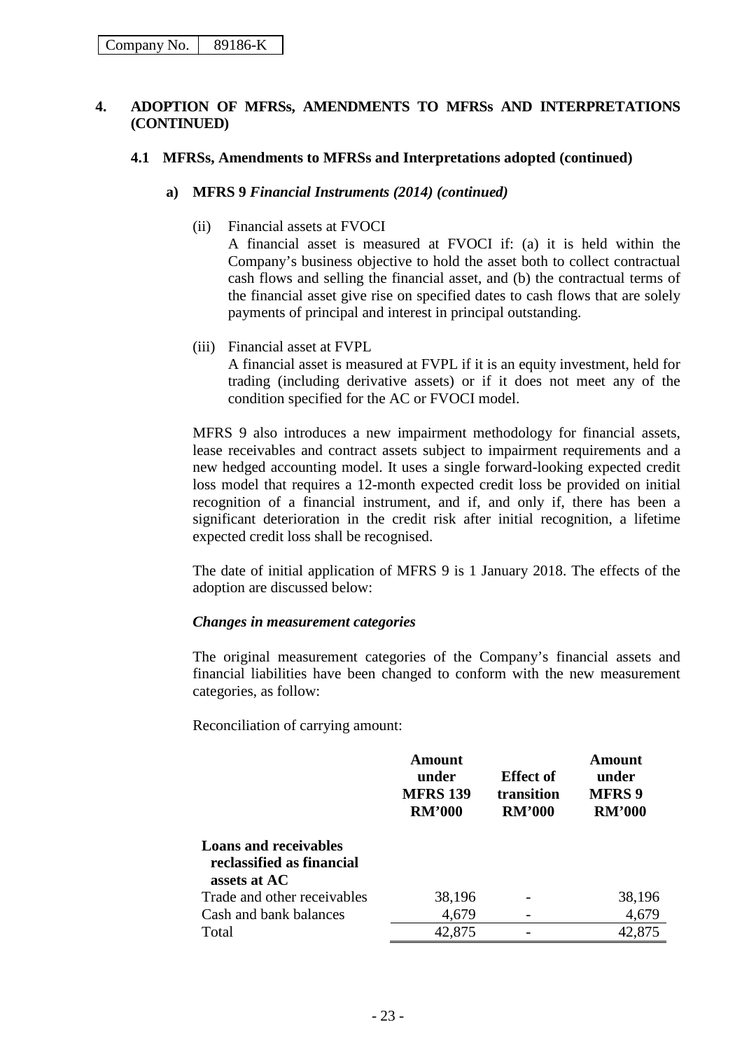## 4. ADOPTION OF MFRSs, AMENDMENTS TO MFRSs AND INTERPRETATIONS (CONTINUED)

### 4.1 MFRSs, Amendments to MFRSs and Interpretations adopted (continued)

#### a) MFRS 9 *Financial Instruments (2014) (continued)*

(ii) Financial assets at FVOCI

A financial asset is measured at FVOCI if: (a) it is held within the Company's business objective to hold the asset both to collect contractual cash flows and selling the financial asset, and (b) the contractual terms of the financial asset give rise on specified dates to cash flows that are solely payments of principal and interest in principal outstanding.

(iii) Financial asset at FVPL

A financial asset is measured at FVPL if it is an equity investment, held for trading (including derivative assets) or if it does not meet any of the condition specified for the AC or FVOCI model.

MFRS 9 also introduces a new impairment methodology for financial assets, lease receivables and contract assets subject to impairment requirements and a new hedged accounting model. It uses a single forward-looking expected credit loss model that requires a 12-month expected credit loss be provided on initial recognition of a financial instrument, and if, and only if, there has been a significant deterioration in the credit risk after initial recognition, a lifetime expected credit loss shall be recognised.

The date of initial application of MFRS 9 is 1 January 2018. The effects of the adoption are discussed below:

***Changes in measurement categories***

The original measurement categories of the Company's financial assets and financial liabilities have been changed to conform with the new measurement categories, as follow:

Reconciliation of carrying amount:

| | Amount under MFRS 139 RM'000 | Effect of transition RM'000 | Amount under MFRS 9 RM'000 |
|---|---|---|---|
| **Loans and receivables reclassified as financial assets at AC** | | | |
| Trade and other receivables | 38,196 | - | 38,196 |
| Cash and bank balances | 4,679 | - | 4,679 |
| Total | 42,875 | - | 42,875 |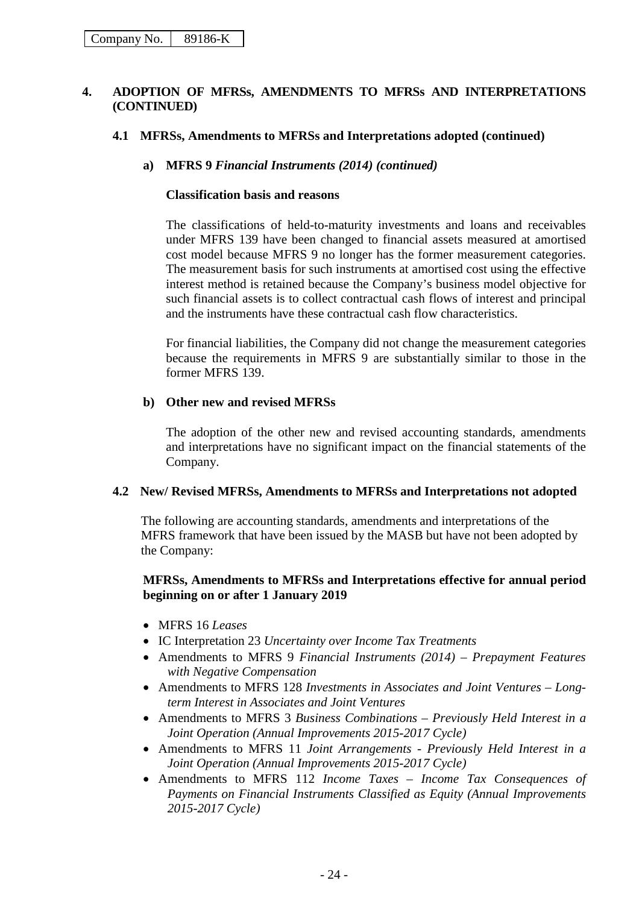## 4. ADOPTION OF MFRSs, AMENDMENTS TO MFRSs AND INTERPRETATIONS (CONTINUED)

### 4.1 MFRSs, Amendments to MFRSs and Interpretations adopted (continued)

#### a) MFRS 9 *Financial Instruments (2014) (continued)*

**Classification basis and reasons**

The classifications of held-to-maturity investments and loans and receivables under MFRS 139 have been changed to financial assets measured at amortised cost model because MFRS 9 no longer has the former measurement categories. The measurement basis for such instruments at amortised cost using the effective interest method is retained because the Company's business model objective for such financial assets is to collect contractual cash flows of interest and principal and the instruments have these contractual cash flow characteristics.

For financial liabilities, the Company did not change the measurement categories because the requirements in MFRS 9 are substantially similar to those in the former MFRS 139.

#### b) Other new and revised MFRSs

The adoption of the other new and revised accounting standards, amendments and interpretations have no significant impact on the financial statements of the Company.

### 4.2 New/ Revised MFRSs, Amendments to MFRSs and Interpretations not adopted

The following are accounting standards, amendments and interpretations of the MFRS framework that have been issued by the MASB but have not been adopted by the Company:

**MFRSs, Amendments to MFRSs and Interpretations effective for annual period beginning on or after 1 January 2019**

- MFRS 16 *Leases*
- IC Interpretation 23 *Uncertainty over Income Tax Treatments*
- Amendments to MFRS 9 *Financial Instruments (2014) – Prepayment Features with Negative Compensation*
- Amendments to MFRS 128 *Investments in Associates and Joint Ventures – Long-term Interest in Associates and Joint Ventures*
- Amendments to MFRS 3 *Business Combinations – Previously Held Interest in a Joint Operation (Annual Improvements 2015-2017 Cycle)*
- Amendments to MFRS 11 *Joint Arrangements - Previously Held Interest in a Joint Operation (Annual Improvements 2015-2017 Cycle)*
- Amendments to MFRS 112 *Income Taxes – Income Tax Consequences of Payments on Financial Instruments Classified as Equity (Annual Improvements 2015-2017 Cycle)*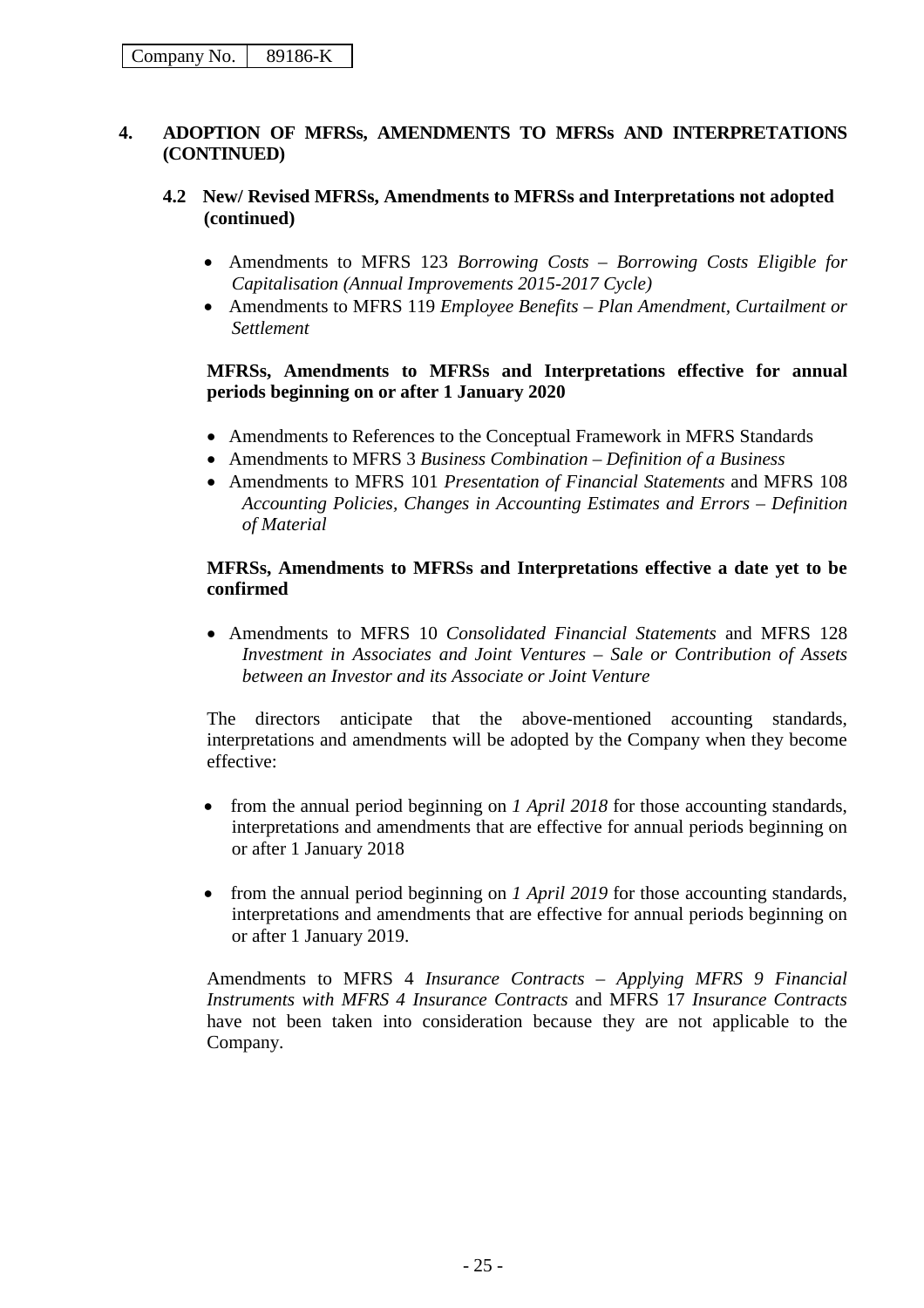## 4. ADOPTION OF MFRSs, AMENDMENTS TO MFRSs AND INTERPRETATIONS (CONTINUED)

### 4.2 New/ Revised MFRSs, Amendments to MFRSs and Interpretations not adopted (continued)

- Amendments to MFRS 123 *Borrowing Costs – Borrowing Costs Eligible for Capitalisation (Annual Improvements 2015-2017 Cycle)*
- Amendments to MFRS 119 *Employee Benefits – Plan Amendment, Curtailment or Settlement*

**MFRSs, Amendments to MFRSs and Interpretations effective for annual periods beginning on or after 1 January 2020**

- Amendments to References to the Conceptual Framework in MFRS Standards
- Amendments to MFRS 3 *Business Combination – Definition of a Business*
- Amendments to MFRS 101 *Presentation of Financial Statements* and MFRS 108 *Accounting Policies, Changes in Accounting Estimates and Errors – Definition of Material*

**MFRSs, Amendments to MFRSs and Interpretations effective a date yet to be confirmed**

- Amendments to MFRS 10 *Consolidated Financial Statements* and MFRS 128 *Investment in Associates and Joint Ventures – Sale or Contribution of Assets between an Investor and its Associate or Joint Venture*

The directors anticipate that the above-mentioned accounting standards, interpretations and amendments will be adopted by the Company when they become effective:

- from the annual period beginning on *1 April 2018* for those accounting standards, interpretations and amendments that are effective for annual periods beginning on or after 1 January 2018

- from the annual period beginning on *1 April 2019* for those accounting standards, interpretations and amendments that are effective for annual periods beginning on or after 1 January 2019.

Amendments to MFRS 4 *Insurance Contracts – Applying MFRS 9 Financial Instruments with MFRS 4 Insurance Contracts* and MFRS 17 *Insurance Contracts* have not been taken into consideration because they are not applicable to the Company.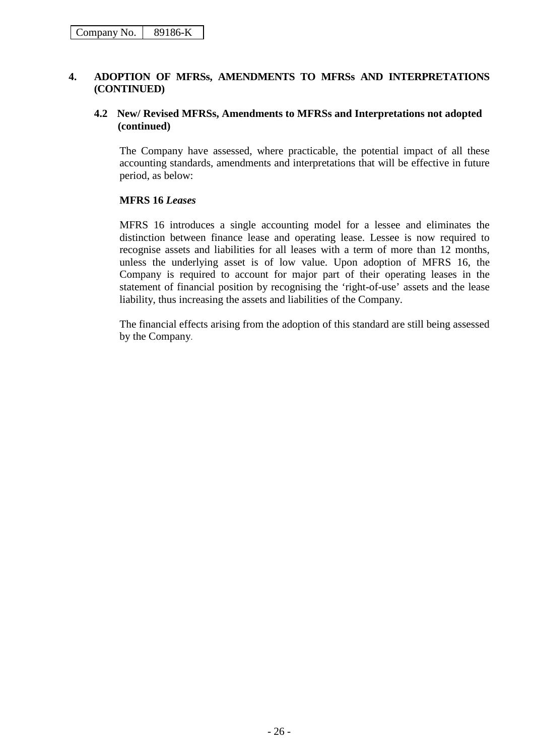## 4. ADOPTION OF MFRSs, AMENDMENTS TO MFRSs AND INTERPRETATIONS (CONTINUED)

### 4.2 New/ Revised MFRSs, Amendments to MFRSs and Interpretations not adopted (continued)

The Company have assessed, where practicable, the potential impact of all these accounting standards, amendments and interpretations that will be effective in future period, as below:

**MFRS 16 *Leases***

MFRS 16 introduces a single accounting model for a lessee and eliminates the distinction between finance lease and operating lease. Lessee is now required to recognise assets and liabilities for all leases with a term of more than 12 months, unless the underlying asset is of low value. Upon adoption of MFRS 16, the Company is required to account for major part of their operating leases in the statement of financial position by recognising the 'right-of-use' assets and the lease liability, thus increasing the assets and liabilities of the Company.

The financial effects arising from the adoption of this standard are still being assessed by the Company.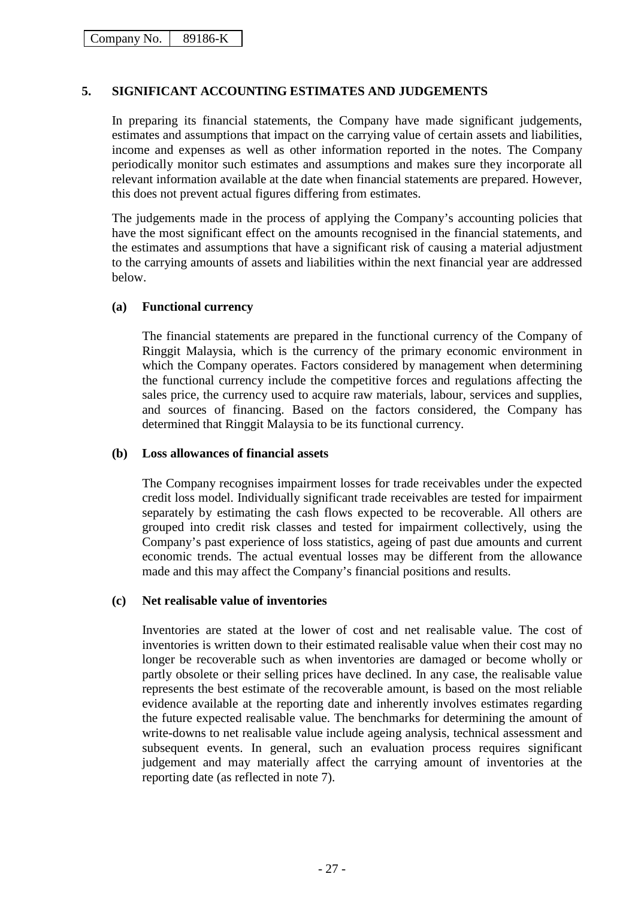## 5. SIGNIFICANT ACCOUNTING ESTIMATES AND JUDGEMENTS

In preparing its financial statements, the Company have made significant judgements, estimates and assumptions that impact on the carrying value of certain assets and liabilities, income and expenses as well as other information reported in the notes. The Company periodically monitor such estimates and assumptions and makes sure they incorporate all relevant information available at the date when financial statements are prepared. However, this does not prevent actual figures differing from estimates.

The judgements made in the process of applying the Company's accounting policies that have the most significant effect on the amounts recognised in the financial statements, and the estimates and assumptions that have a significant risk of causing a material adjustment to the carrying amounts of assets and liabilities within the next financial year are addressed below.

### (a) Functional currency

The financial statements are prepared in the functional currency of the Company of Ringgit Malaysia, which is the currency of the primary economic environment in which the Company operates. Factors considered by management when determining the functional currency include the competitive forces and regulations affecting the sales price, the currency used to acquire raw materials, labour, services and supplies, and sources of financing. Based on the factors considered, the Company has determined that Ringgit Malaysia to be its functional currency.

### (b) Loss allowances of financial assets

The Company recognises impairment losses for trade receivables under the expected credit loss model. Individually significant trade receivables are tested for impairment separately by estimating the cash flows expected to be recoverable. All others are grouped into credit risk classes and tested for impairment collectively, using the Company's past experience of loss statistics, ageing of past due amounts and current economic trends. The actual eventual losses may be different from the allowance made and this may affect the Company's financial positions and results.

### (c) Net realisable value of inventories

Inventories are stated at the lower of cost and net realisable value. The cost of inventories is written down to their estimated realisable value when their cost may no longer be recoverable such as when inventories are damaged or become wholly or partly obsolete or their selling prices have declined. In any case, the realisable value represents the best estimate of the recoverable amount, is based on the most reliable evidence available at the reporting date and inherently involves estimates regarding the future expected realisable value. The benchmarks for determining the amount of write-downs to net realisable value include ageing analysis, technical assessment and subsequent events. In general, such an evaluation process requires significant judgement and may materially affect the carrying amount of inventories at the reporting date (as reflected in note 7).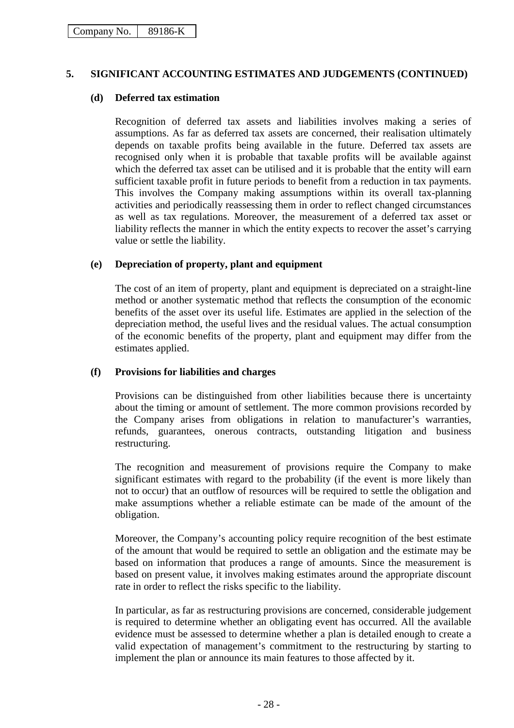Company No. 89186-K

## 5. SIGNIFICANT ACCOUNTING ESTIMATES AND JUDGEMENTS (CONTINUED)

### (d) Deferred tax estimation

Recognition of deferred tax assets and liabilities involves making a series of assumptions. As far as deferred tax assets are concerned, their realisation ultimately depends on taxable profits being available in the future. Deferred tax assets are recognised only when it is probable that taxable profits will be available against which the deferred tax asset can be utilised and it is probable that the entity will earn sufficient taxable profit in future periods to benefit from a reduction in tax payments. This involves the Company making assumptions within its overall tax-planning activities and periodically reassessing them in order to reflect changed circumstances as well as tax regulations. Moreover, the measurement of a deferred tax asset or liability reflects the manner in which the entity expects to recover the asset's carrying value or settle the liability.

### (e) Depreciation of property, plant and equipment

The cost of an item of property, plant and equipment is depreciated on a straight-line method or another systematic method that reflects the consumption of the economic benefits of the asset over its useful life. Estimates are applied in the selection of the depreciation method, the useful lives and the residual values. The actual consumption of the economic benefits of the property, plant and equipment may differ from the estimates applied.

### (f) Provisions for liabilities and charges

Provisions can be distinguished from other liabilities because there is uncertainty about the timing or amount of settlement. The more common provisions recorded by the Company arises from obligations in relation to manufacturer's warranties, refunds, guarantees, onerous contracts, outstanding litigation and business restructuring.

The recognition and measurement of provisions require the Company to make significant estimates with regard to the probability (if the event is more likely than not to occur) that an outflow of resources will be required to settle the obligation and make assumptions whether a reliable estimate can be made of the amount of the obligation.

Moreover, the Company's accounting policy require recognition of the best estimate of the amount that would be required to settle an obligation and the estimate may be based on information that produces a range of amounts. Since the measurement is based on present value, it involves making estimates around the appropriate discount rate in order to reflect the risks specific to the liability.

In particular, as far as restructuring provisions are concerned, considerable judgement is required to determine whether an obligating event has occurred. All the available evidence must be assessed to determine whether a plan is detailed enough to create a valid expectation of management's commitment to the restructuring by starting to implement the plan or announce its main features to those affected by it.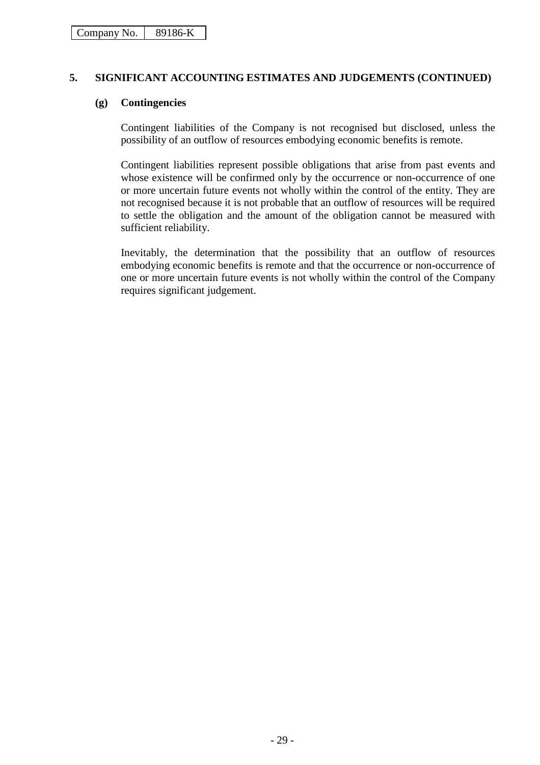## 5. SIGNIFICANT ACCOUNTING ESTIMATES AND JUDGEMENTS (CONTINUED)

### (g) Contingencies

Contingent liabilities of the Company is not recognised but disclosed, unless the possibility of an outflow of resources embodying economic benefits is remote.

Contingent liabilities represent possible obligations that arise from past events and whose existence will be confirmed only by the occurrence or non-occurrence of one or more uncertain future events not wholly within the control of the entity. They are not recognised because it is not probable that an outflow of resources will be required to settle the obligation and the amount of the obligation cannot be measured with sufficient reliability.

Inevitably, the determination that the possibility that an outflow of resources embodying economic benefits is remote and that the occurrence or non-occurrence of one or more uncertain future events is not wholly within the control of the Company requires significant judgement.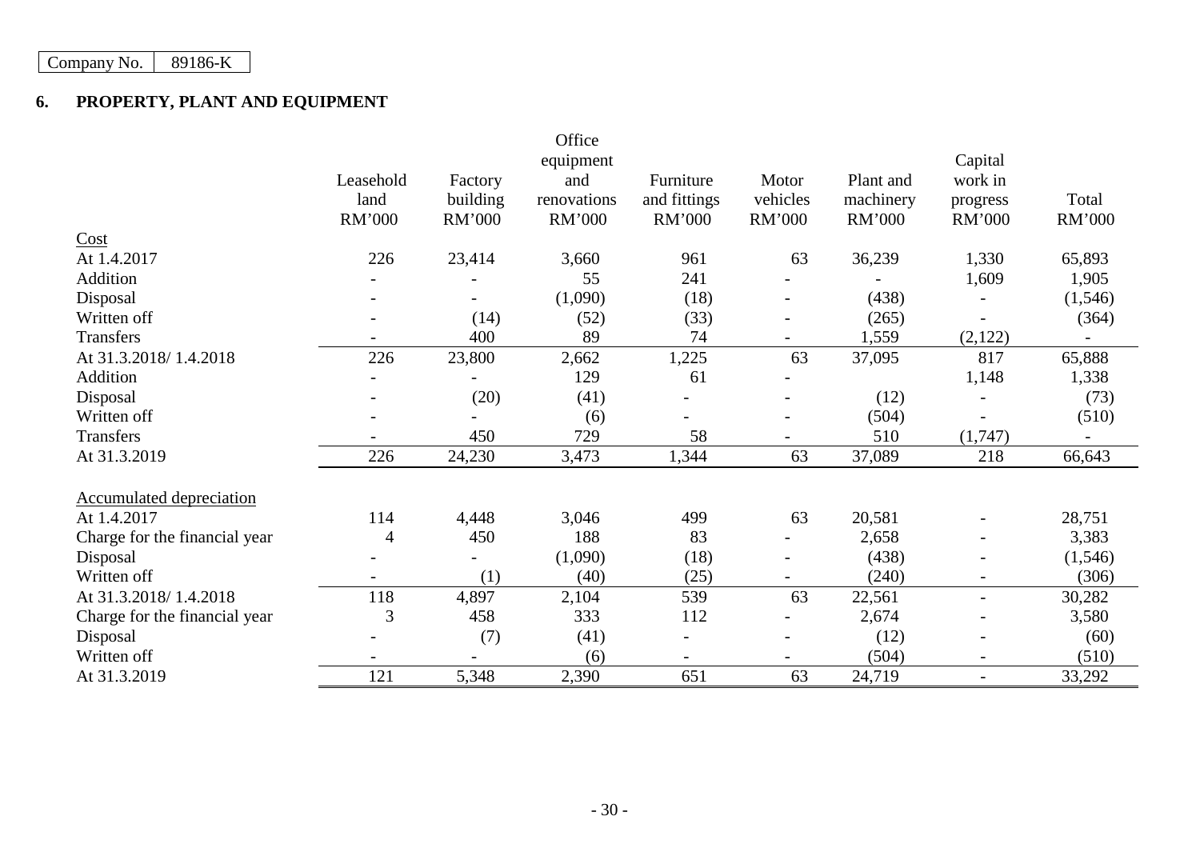Company No. 89186-K

## 6. PROPERTY, PLANT AND EQUIPMENT

| | Leasehold land RM'000 | Factory building RM'000 | Office equipment and renovations RM'000 | Furniture and fittings RM'000 | Motor vehicles RM'000 | Plant and machinery RM'000 | Capital work in progress RM'000 | Total RM'000 |
|---|---|---|---|---|---|---|---|---|
| Cost | | | | | | | | |
| At 1.4.2017 | 226 | 23,414 | 3,660 | 961 | 63 | 36,239 | 1,330 | 65,893 |
| Addition | - | - | 55 | 241 | - | - | 1,609 | 1,905 |
| Disposal | - | - | (1,090) | (18) | - | (438) | - | (1,546) |
| Written off | - | (14) | (52) | (33) | - | (265) | - | (364) |
| Transfers | - | 400 | 89 | 74 | - | 1,559 | (2,122) | - |
| At 31.3.2018/ 1.4.2018 | 226 | 23,800 | 2,662 | 1,225 | 63 | 37,095 | 817 | 65,888 |
| Addition | - | - | 129 | 61 | - | | 1,148 | 1,338 |
| Disposal | - | (20) | (41) | - | - | (12) | - | (73) |
| Written off | - | - | (6) | - | - | (504) | - | (510) |
| Transfers | - | 450 | 729 | 58 | - | 510 | (1,747) | - |
| At 31.3.2019 | 226 | 24,230 | 3,473 | 1,344 | 63 | 37,089 | 218 | 66,643 |
| | | | | | | | | |
| Accumulated depreciation | | | | | | | | |
| At 1.4.2017 | 114 | 4,448 | 3,046 | 499 | 63 | 20,581 | - | 28,751 |
| Charge for the financial year | 4 | 450 | 188 | 83 | - | 2,658 | - | 3,383 |
| Disposal | - | - | (1,090) | (18) | - | (438) | - | (1,546) |
| Written off | - | (1) | (40) | (25) | - | (240) | - | (306) |
| At 31.3.2018/ 1.4.2018 | 118 | 4,897 | 2,104 | 539 | 63 | 22,561 | - | 30,282 |
| Charge for the financial year | 3 | 458 | 333 | 112 | - | 2,674 | - | 3,580 |
| Disposal | - | (7) | (41) | - | - | (12) | - | (60) |
| Written off | - | - | (6) | - | - | (504) | - | (510) |
| At 31.3.2019 | 121 | 5,348 | 2,390 | 651 | 63 | 24,719 | - | 33,292 |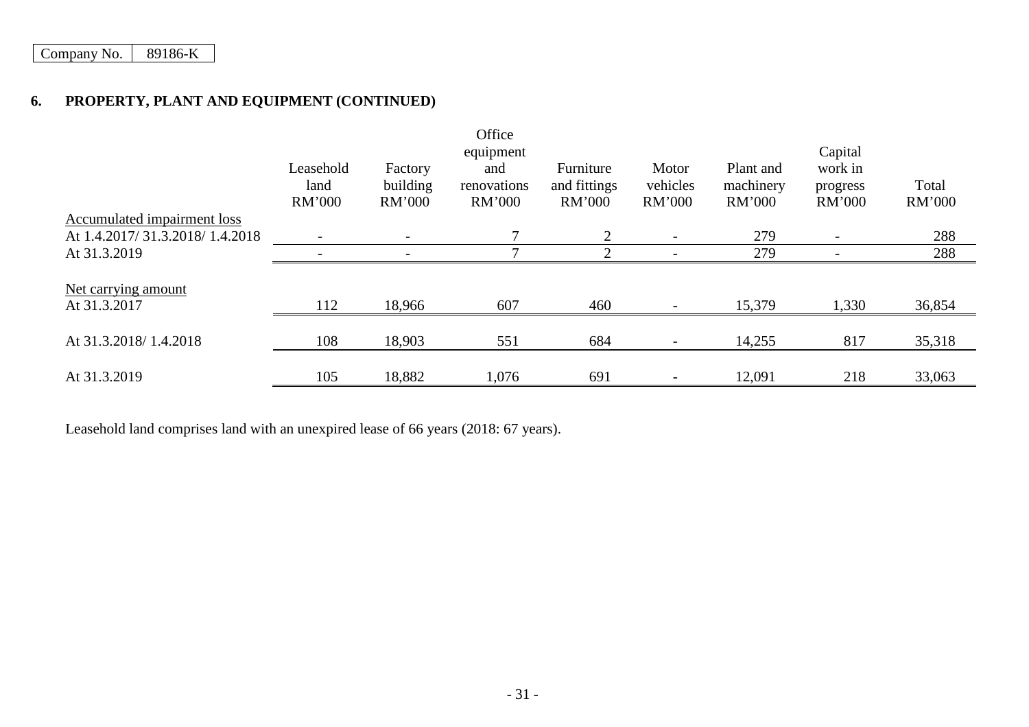Company No. 89186-K

## 6. PROPERTY, PLANT AND EQUIPMENT (CONTINUED)

| | Leasehold land RM'000 | Factory building RM'000 | Office equipment and renovations RM'000 | Furniture and fittings RM'000 | Motor vehicles RM'000 | Plant and machinery RM'000 | Capital work in progress RM'000 | Total RM'000 |
|---|---|---|---|---|---|---|---|---|
| Accumulated impairment loss | | | | | | | | |
| At 1.4.2017/ 31.3.2018/ 1.4.2018 | - | - | 7 | 2 | - | 279 | - | 288 |
| At 31.3.2019 | - | - | 7 | 2 | - | 279 | - | 288 |
| Net carrying amount | | | | | | | | |
| At 31.3.2017 | 112 | 18,966 | 607 | 460 | - | 15,379 | 1,330 | 36,854 |
| At 31.3.2018/ 1.4.2018 | 108 | 18,903 | 551 | 684 | - | 14,255 | 817 | 35,318 |
| At 31.3.2019 | 105 | 18,882 | 1,076 | 691 | - | 12,091 | 218 | 33,063 |

Leasehold land comprises land with an unexpired lease of 66 years (2018: 67 years).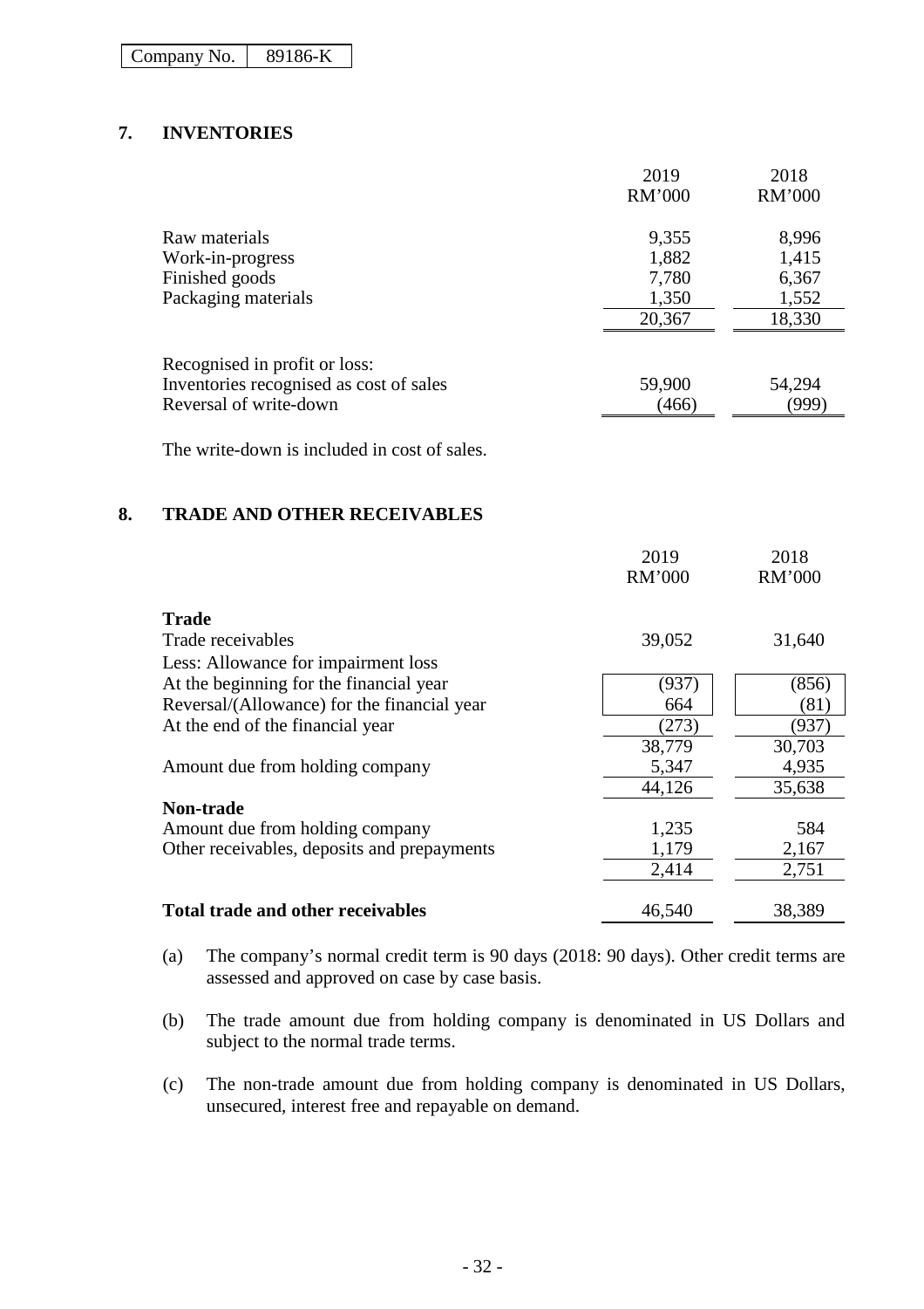| Company No. | 89186-K |
|---|---|

## 7. INVENTORIES

| | 2019<br>RM'000 | 2018<br>RM'000 |
|---|---|---|
| Raw materials | 9,355 | 8,996 |
| Work-in-progress | 1,882 | 1,415 |
| Finished goods | 7,780 | 6,367 |
| Packaging materials | 1,350 | 1,552 |
| | 20,367 | 18,330 |
| | | |
| Recognised in profit or loss: | | |
| Inventories recognised as cost of sales | 59,900 | 54,294 |
| Reversal of write-down | (466) | (999) |

The write-down is included in cost of sales.

## 8. TRADE AND OTHER RECEIVABLES

| | 2019<br>RM'000 | 2018<br>RM'000 |
|---|---|---|
| **Trade** | | |
| Trade receivables | 39,052 | 31,640 |
| Less: Allowance for impairment loss | | |
| At the beginning for the financial year | (937) | (856) |
| Reversal/(Allowance) for the financial year | 664 | (81) |
| At the end of the financial year | (273) | (937) |
| | 38,779 | 30,703 |
| Amount due from holding company | 5,347 | 4,935 |
| | 44,126 | 35,638 |
| **Non-trade** | | |
| Amount due from holding company | 1,235 | 584 |
| Other receivables, deposits and prepayments | 1,179 | 2,167 |
| | 2,414 | 2,751 |
| | | |
| **Total trade and other receivables** | 46,540 | 38,389 |

(a) The company's normal credit term is 90 days (2018: 90 days). Other credit terms are assessed and approved on case by case basis.

(b) The trade amount due from holding company is denominated in US Dollars and subject to the normal trade terms.

(c) The non-trade amount due from holding company is denominated in US Dollars, unsecured, interest free and repayable on demand.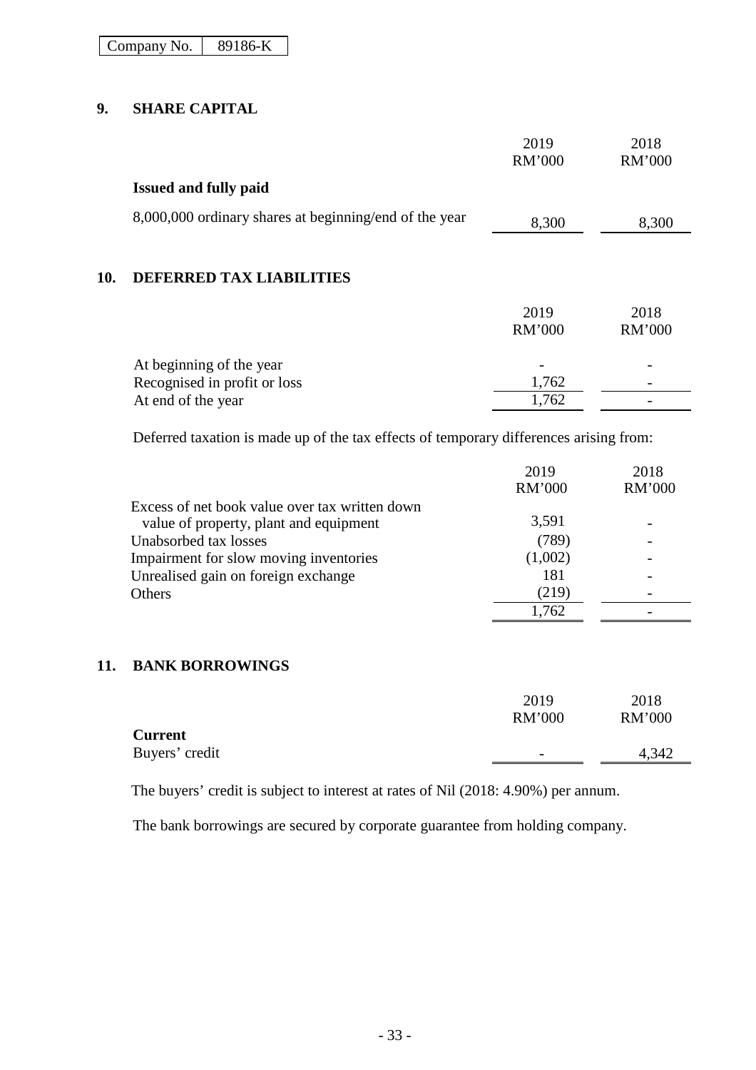| Company No. | 89186-K |
|---|---|

## 9. SHARE CAPITAL

| | 2019 RM'000 | 2018 RM'000 |
|---|---|---|
| **Issued and fully paid** | | |
| 8,000,000 ordinary shares at beginning/end of the year | 8,300 | 8,300 |

## 10. DEFERRED TAX LIABILITIES

| | 2019 RM'000 | 2018 RM'000 |
|---|---|---|
| At beginning of the year | - | - |
| Recognised in profit or loss | 1,762 | - |
| At end of the year | 1,762 | - |

Deferred taxation is made up of the tax effects of temporary differences arising from:

| | 2019 RM'000 | 2018 RM'000 |
|---|---|---|
| Excess of net book value over tax written down value of property, plant and equipment | 3,591 | - |
| Unabsorbed tax losses | (789) | - |
| Impairment for slow moving inventories | (1,002) | - |
| Unrealised gain on foreign exchange | 181 | - |
| Others | (219) | - |
| | 1,762 | - |

## 11. BANK BORROWINGS

| | 2019 RM'000 | 2018 RM'000 |
|---|---|---|
| **Current** | | |
| Buyers' credit | - | 4,342 |

The buyers' credit is subject to interest at rates of Nil (2018: 4.90%) per annum.

The bank borrowings are secured by corporate guarantee from holding company.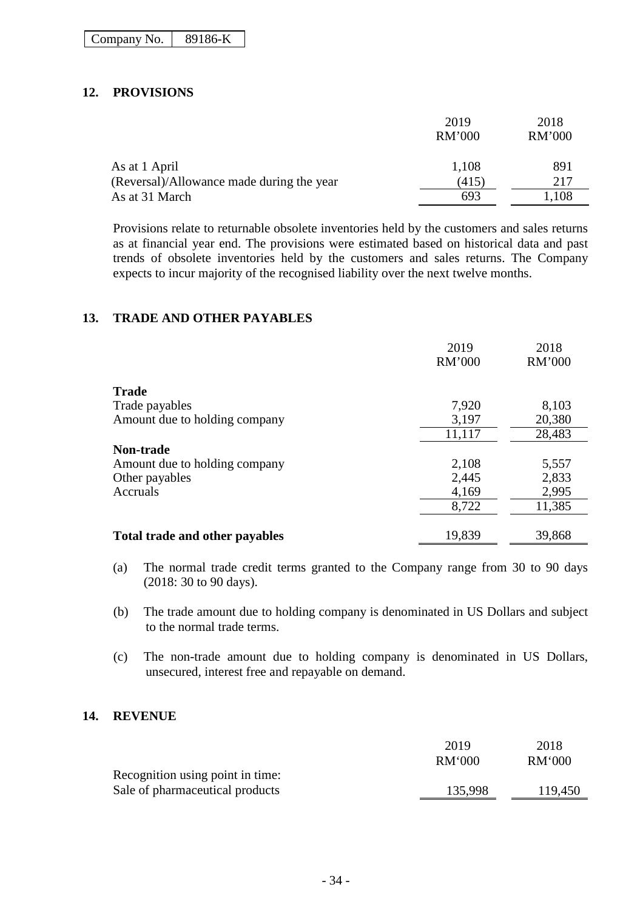Company No. 89186-K

## 12. PROVISIONS

| | 2019 RM'000 | 2018 RM'000 |
|---|---|---|
| As at 1 April | 1,108 | 891 |
| (Reversal)/Allowance made during the year | (415) | 217 |
| As at 31 March | 693 | 1,108 |

Provisions relate to returnable obsolete inventories held by the customers and sales returns as at financial year end. The provisions were estimated based on historical data and past trends of obsolete inventories held by the customers and sales returns. The Company expects to incur majority of the recognised liability over the next twelve months.

## 13. TRADE AND OTHER PAYABLES

| | 2019 RM'000 | 2018 RM'000 |
|---|---|---|
| **Trade** | | |
| Trade payables | 7,920 | 8,103 |
| Amount due to holding company | 3,197 | 20,380 |
| | 11,117 | 28,483 |
| **Non-trade** | | |
| Amount due to holding company | 2,108 | 5,557 |
| Other payables | 2,445 | 2,833 |
| Accruals | 4,169 | 2,995 |
| | 8,722 | 11,385 |
| **Total trade and other payables** | 19,839 | 39,868 |

(a) The normal trade credit terms granted to the Company range from 30 to 90 days (2018: 30 to 90 days).

(b) The trade amount due to holding company is denominated in US Dollars and subject to the normal trade terms.

(c) The non-trade amount due to holding company is denominated in US Dollars, unsecured, interest free and repayable on demand.

## 14. REVENUE

| | 2019 RM'000 | 2018 RM'000 |
|---|---|---|
| Recognition using point in time: | | |
| Sale of pharmaceutical products | 135,998 | 119,450 |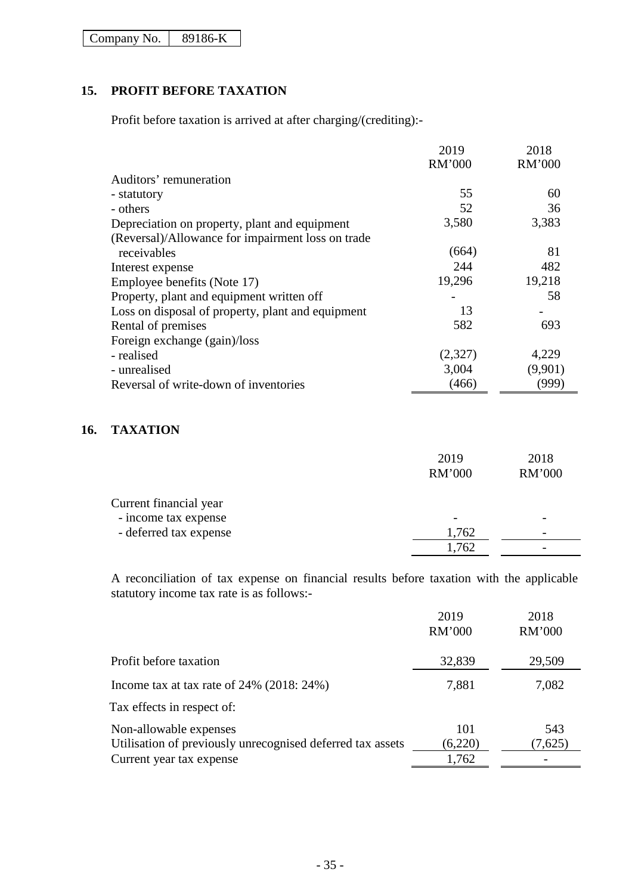| Company No. | 89186-K |
|---|---|

## 15. PROFIT BEFORE TAXATION

Profit before taxation is arrived at after charging/(crediting):-

| | 2019 RM'000 | 2018 RM'000 |
|---|---|---|
| Auditors' remuneration | | |
| - statutory | 55 | 60 |
| - others | 52 | 36 |
| Depreciation on property, plant and equipment | 3,580 | 3,383 |
| (Reversal)/Allowance for impairment loss on trade receivables | (664) | 81 |
| Interest expense | 244 | 482 |
| Employee benefits (Note 17) | 19,296 | 19,218 |
| Property, plant and equipment written off | - | 58 |
| Loss on disposal of property, plant and equipment | 13 | - |
| Rental of premises | 582 | 693 |
| Foreign exchange (gain)/loss | | |
| - realised | (2,327) | 4,229 |
| - unrealised | 3,004 | (9,901) |
| Reversal of write-down of inventories | (466) | (999) |

## 16. TAXATION

| | 2019 RM'000 | 2018 RM'000 |
|---|---|---|
| Current financial year | | |
| - income tax expense | - | - |
| - deferred tax expense | 1,762 | - |
| | 1,762 | - |

A reconciliation of tax expense on financial results before taxation with the applicable statutory income tax rate is as follows:-

| | 2019 RM'000 | 2018 RM'000 |
|---|---|---|
| Profit before taxation | 32,839 | 29,509 |
| Income tax at tax rate of 24% (2018: 24%) | 7,881 | 7,082 |
| Tax effects in respect of: | | |
| Non-allowable expenses | 101 | 543 |
| Utilisation of previously unrecognised deferred tax assets | (6,220) | (7,625) |
| Current year tax expense | 1,762 | - |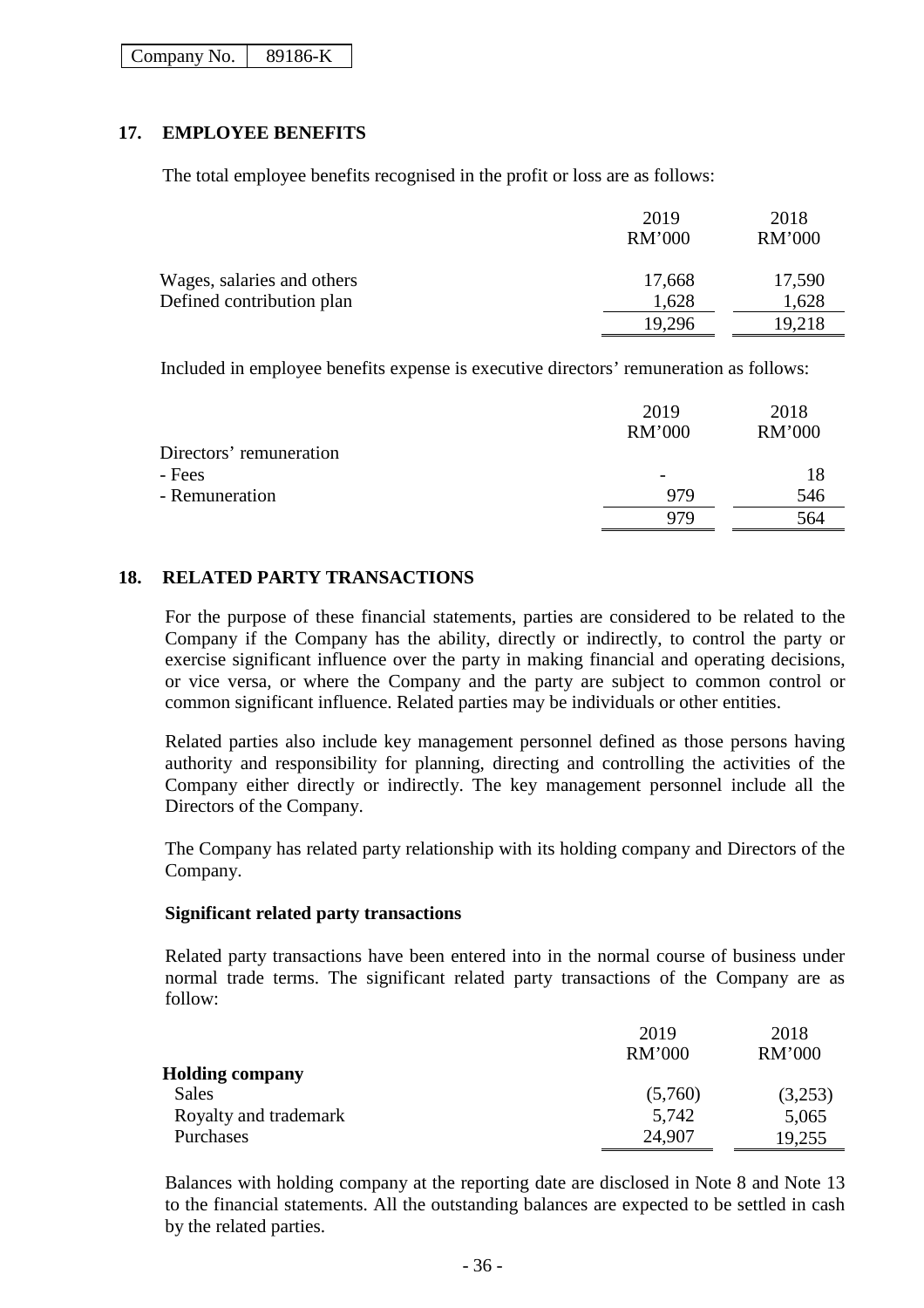| Company No. | 89186-K |
|---|---|

## 17. EMPLOYEE BENEFITS

The total employee benefits recognised in the profit or loss are as follows:

| | 2019 RM'000 | 2018 RM'000 |
|---|---|---|
| Wages, salaries and others | 17,668 | 17,590 |
| Defined contribution plan | 1,628 | 1,628 |
| | 19,296 | 19,218 |

Included in employee benefits expense is executive directors' remuneration as follows:

| | 2019 RM'000 | 2018 RM'000 |
|---|---|---|
| Directors' remuneration | | |
| - Fees | - | 18 |
| - Remuneration | 979 | 546 |
| | 979 | 564 |

## 18. RELATED PARTY TRANSACTIONS

For the purpose of these financial statements, parties are considered to be related to the Company if the Company has the ability, directly or indirectly, to control the party or exercise significant influence over the party in making financial and operating decisions, or vice versa, or where the Company and the party are subject to common control or common significant influence. Related parties may be individuals or other entities.

Related parties also include key management personnel defined as those persons having authority and responsibility for planning, directing and controlling the activities of the Company either directly or indirectly. The key management personnel include all the Directors of the Company.

The Company has related party relationship with its holding company and Directors of the Company.

**Significant related party transactions**

Related party transactions have been entered into in the normal course of business under normal trade terms. The significant related party transactions of the Company are as follow:

| | 2019 RM'000 | 2018 RM'000 |
|---|---|---|
| **Holding company** | | |
| Sales | (5,760) | (3,253) |
| Royalty and trademark | 5,742 | 5,065 |
| Purchases | 24,907 | 19,255 |

Balances with holding company at the reporting date are disclosed in Note 8 and Note 13 to the financial statements. All the outstanding balances are expected to be settled in cash by the related parties.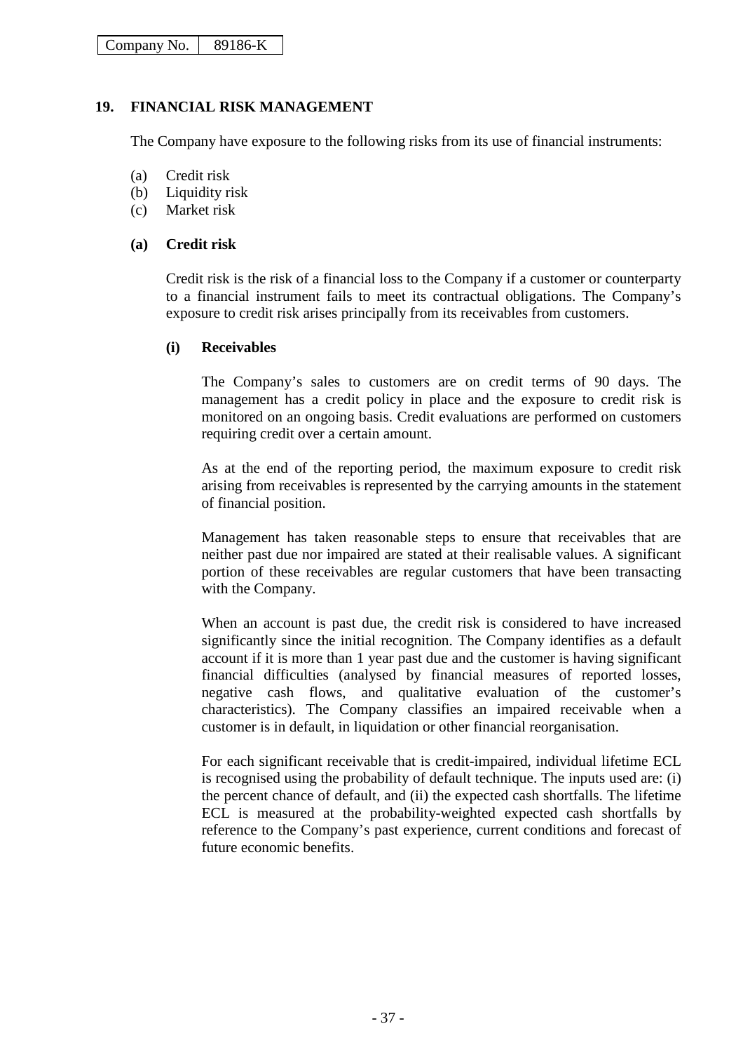## 19. FINANCIAL RISK MANAGEMENT

The Company have exposure to the following risks from its use of financial instruments:

(a) Credit risk
(b) Liquidity risk
(c) Market risk

### (a) Credit risk

Credit risk is the risk of a financial loss to the Company if a customer or counterparty to a financial instrument fails to meet its contractual obligations. The Company's exposure to credit risk arises principally from its receivables from customers.

#### (i) Receivables

The Company's sales to customers are on credit terms of 90 days. The management has a credit policy in place and the exposure to credit risk is monitored on an ongoing basis. Credit evaluations are performed on customers requiring credit over a certain amount.

As at the end of the reporting period, the maximum exposure to credit risk arising from receivables is represented by the carrying amounts in the statement of financial position.

Management has taken reasonable steps to ensure that receivables that are neither past due nor impaired are stated at their realisable values. A significant portion of these receivables are regular customers that have been transacting with the Company.

When an account is past due, the credit risk is considered to have increased significantly since the initial recognition. The Company identifies as a default account if it is more than 1 year past due and the customer is having significant financial difficulties (analysed by financial measures of reported losses, negative cash flows, and qualitative evaluation of the customer's characteristics). The Company classifies an impaired receivable when a customer is in default, in liquidation or other financial reorganisation.

For each significant receivable that is credit-impaired, individual lifetime ECL is recognised using the probability of default technique. The inputs used are: (i) the percent chance of default, and (ii) the expected cash shortfalls. The lifetime ECL is measured at the probability-weighted expected cash shortfalls by reference to the Company's past experience, current conditions and forecast of future economic benefits.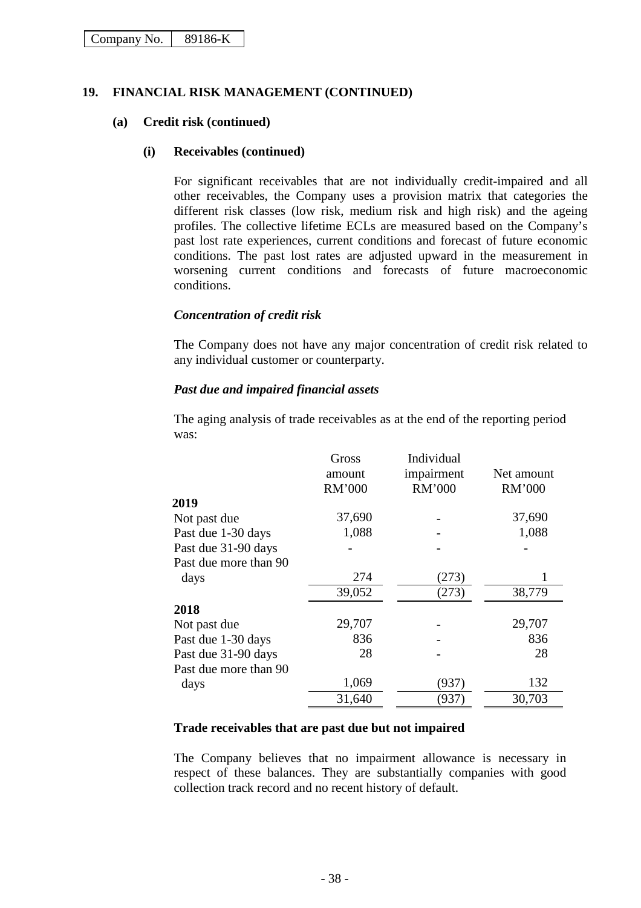Company No. 89186-K

## 19. FINANCIAL RISK MANAGEMENT (CONTINUED)

### (a) Credit risk (continued)

#### (i) Receivables (continued)

For significant receivables that are not individually credit-impaired and all other receivables, the Company uses a provision matrix that categories the different risk classes (low risk, medium risk and high risk) and the ageing profiles. The collective lifetime ECLs are measured based on the Company's past lost rate experiences, current conditions and forecast of future economic conditions. The past lost rates are adjusted upward in the measurement in worsening current conditions and forecasts of future macroeconomic conditions.

***Concentration of credit risk***

The Company does not have any major concentration of credit risk related to any individual customer or counterparty.

***Past due and impaired financial assets***

The aging analysis of trade receivables as at the end of the reporting period was:

| | Gross amount RM'000 | Individual impairment RM'000 | Net amount RM'000 |
|---|---|---|---|
| **2019** | | | |
| Not past due | 37,690 | - | 37,690 |
| Past due 1-30 days | 1,088 | - | 1,088 |
| Past due 31-90 days | - | - | - |
| Past due more than 90 days | 274 | (273) | 1 |
| | 39,052 | (273) | 38,779 |
| **2018** | | | |
| Not past due | 29,707 | - | 29,707 |
| Past due 1-30 days | 836 | - | 836 |
| Past due 31-90 days | 28 | - | 28 |
| Past due more than 90 days | 1,069 | (937) | 132 |
| | 31,640 | (937) | 30,703 |

**Trade receivables that are past due but not impaired**

The Company believes that no impairment allowance is necessary in respect of these balances. They are substantially companies with good collection track record and no recent history of default.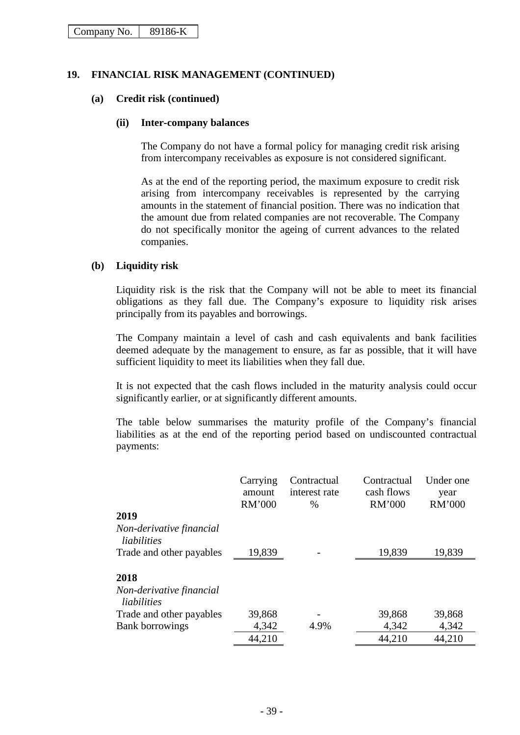| Company No. | 89186-K |
|---|---|

## 19. FINANCIAL RISK MANAGEMENT (CONTINUED)

### (a) Credit risk (continued)

#### (ii) Inter-company balances

The Company do not have a formal policy for managing credit risk arising from intercompany receivables as exposure is not considered significant.

As at the end of the reporting period, the maximum exposure to credit risk arising from intercompany receivables is represented by the carrying amounts in the statement of financial position. There was no indication that the amount due from related companies are not recoverable. The Company do not specifically monitor the ageing of current advances to the related companies.

### (b) Liquidity risk

Liquidity risk is the risk that the Company will not be able to meet its financial obligations as they fall due. The Company's exposure to liquidity risk arises principally from its payables and borrowings.

The Company maintain a level of cash and cash equivalents and bank facilities deemed adequate by the management to ensure, as far as possible, that it will have sufficient liquidity to meet its liabilities when they fall due.

It is not expected that the cash flows included in the maturity analysis could occur significantly earlier, or at significantly different amounts.

The table below summarises the maturity profile of the Company's financial liabilities as at the end of the reporting period based on undiscounted contractual payments:

| | Carrying amount RM'000 | Contractual interest rate % | Contractual cash flows RM'000 | Under one year RM'000 |
|---|---|---|---|---|
| **2019** | | | | |
| *Non-derivative financial liabilities* | | | | |
| Trade and other payables | 19,839 | - | 19,839 | 19,839 |
| **2018** | | | | |
| *Non-derivative financial liabilities* | | | | |
| Trade and other payables | 39,868 | - | 39,868 | 39,868 |
| Bank borrowings | 4,342 | 4.9% | 4,342 | 4,342 |
| | 44,210 | | 44,210 | 44,210 |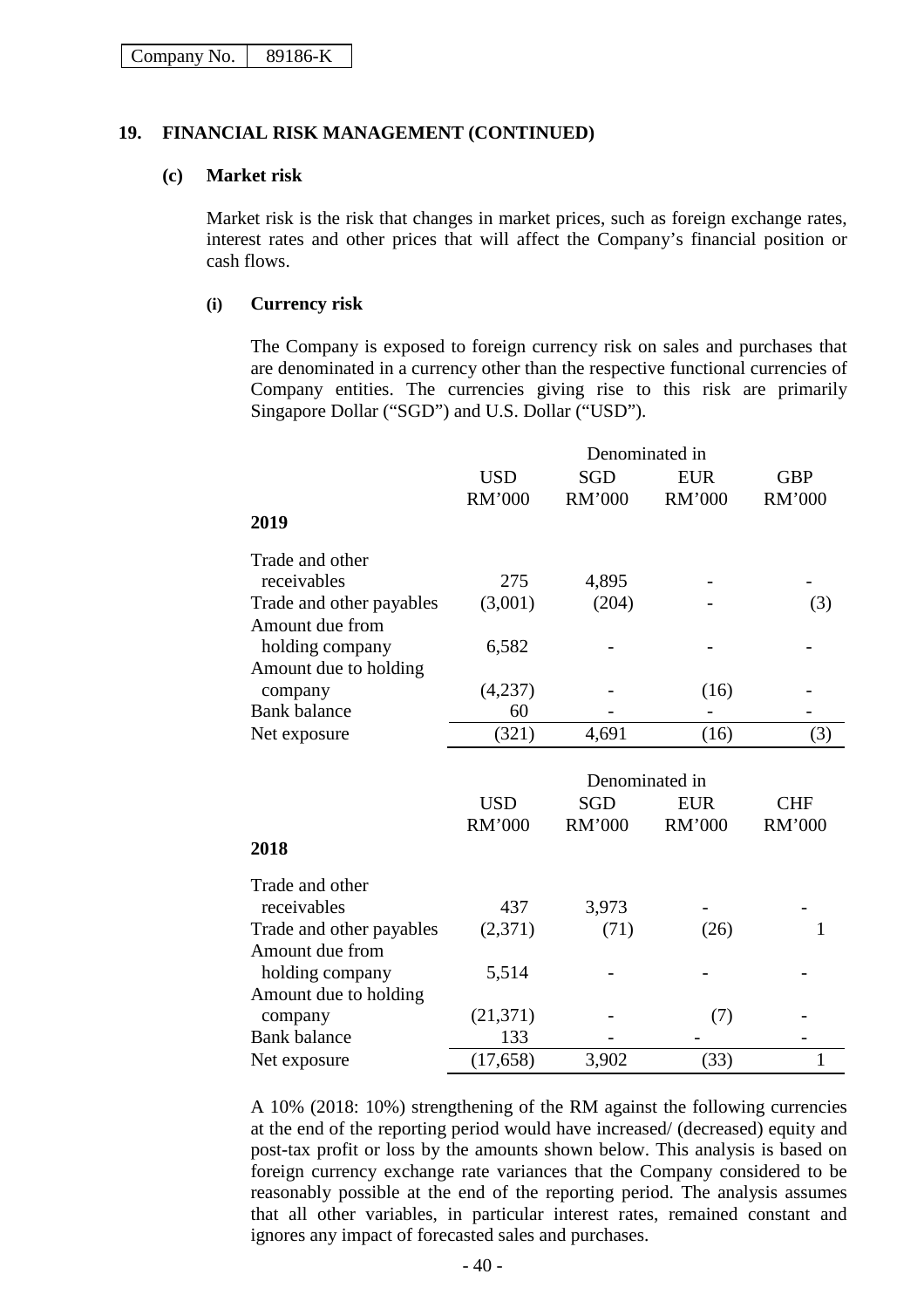| Company No. | 89186-K |
|---|---|

## 19. FINANCIAL RISK MANAGEMENT (CONTINUED)

### (c) Market risk

Market risk is the risk that changes in market prices, such as foreign exchange rates, interest rates and other prices that will affect the Company's financial position or cash flows.

#### (i) Currency risk

The Company is exposed to foreign currency risk on sales and purchases that are denominated in a currency other than the respective functional currencies of Company entities. The currencies giving rise to this risk are primarily Singapore Dollar ("SGD") and U.S. Dollar ("USD").

| | Denominated in | | | |
|---|---|---|---|---|
| | USD | SGD | EUR | GBP |
| | RM'000 | RM'000 | RM'000 | RM'000 |
| **2019** | | | | |
| Trade and other receivables | 275 | 4,895 | - | - |
| Trade and other payables | (3,001) | (204) | - | (3) |
| Amount due from holding company | 6,582 | - | - | - |
| Amount due to holding company | (4,237) | - | (16) | - |
| Bank balance | 60 | - | - | - |
| Net exposure | (321) | 4,691 | (16) | (3) |

| | Denominated in | | | |
|---|---|---|---|---|
| | USD | SGD | EUR | CHF |
| | RM'000 | RM'000 | RM'000 | RM'000 |
| **2018** | | | | |
| Trade and other receivables | 437 | 3,973 | - | - |
| Trade and other payables | (2,371) | (71) | (26) | 1 |
| Amount due from holding company | 5,514 | - | - | - |
| Amount due to holding company | (21,371) | - | (7) | - |
| Bank balance | 133 | - | - | - |
| Net exposure | (17,658) | 3,902 | (33) | 1 |

A 10% (2018: 10%) strengthening of the RM against the following currencies at the end of the reporting period would have increased/ (decreased) equity and post-tax profit or loss by the amounts shown below. This analysis is based on foreign currency exchange rate variances that the Company considered to be reasonably possible at the end of the reporting period. The analysis assumes that all other variables, in particular interest rates, remained constant and ignores any impact of forecasted sales and purchases.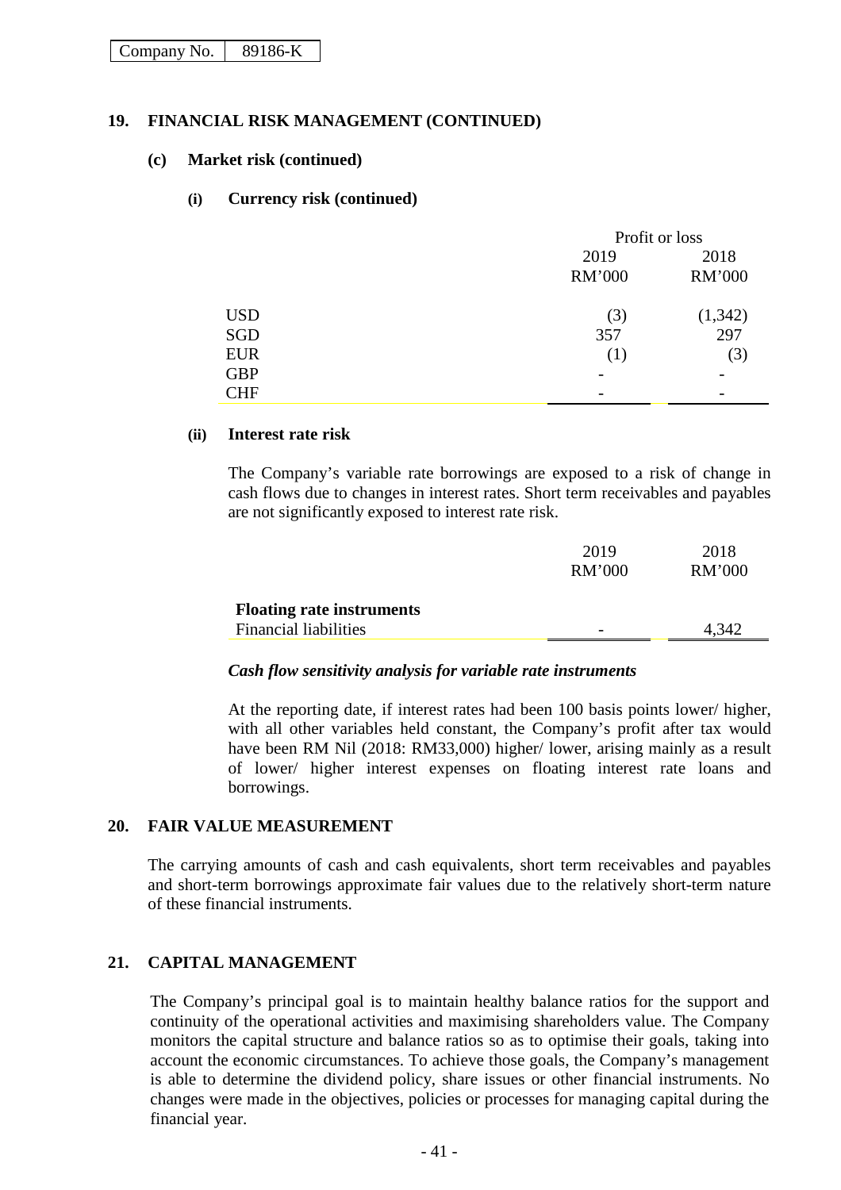## 19. FINANCIAL RISK MANAGEMENT (CONTINUED)

### (c) Market risk (continued)

#### (i) Currency risk (continued)

| | Profit or loss | |
|---|---|---|
| | 2019 | 2018 |
| | RM'000 | RM'000 |
| USD | (3) | (1,342) |
| SGD | 357 | 297 |
| EUR | (1) | (3) |
| GBP | - | - |
| CHF | - | - |

#### (ii) Interest rate risk

The Company's variable rate borrowings are exposed to a risk of change in cash flows due to changes in interest rates. Short term receivables and payables are not significantly exposed to interest rate risk.

| | 2019 | 2018 |
|---|---|---|
| | RM'000 | RM'000 |
| **Floating rate instruments** | | |
| Financial liabilities | - | 4,342 |

***Cash flow sensitivity analysis for variable rate instruments***

At the reporting date, if interest rates had been 100 basis points lower/ higher, with all other variables held constant, the Company's profit after tax would have been RM Nil (2018: RM33,000) higher/ lower, arising mainly as a result of lower/ higher interest expenses on floating interest rate loans and borrowings.

## 20. FAIR VALUE MEASUREMENT

The carrying amounts of cash and cash equivalents, short term receivables and payables and short-term borrowings approximate fair values due to the relatively short-term nature of these financial instruments.

## 21. CAPITAL MANAGEMENT

The Company's principal goal is to maintain healthy balance ratios for the support and continuity of the operational activities and maximising shareholders value. The Company monitors the capital structure and balance ratios so as to optimise their goals, taking into account the economic circumstances. To achieve those goals, the Company's management is able to determine the dividend policy, share issues or other financial instruments. No changes were made in the objectives, policies or processes for managing capital during the financial year.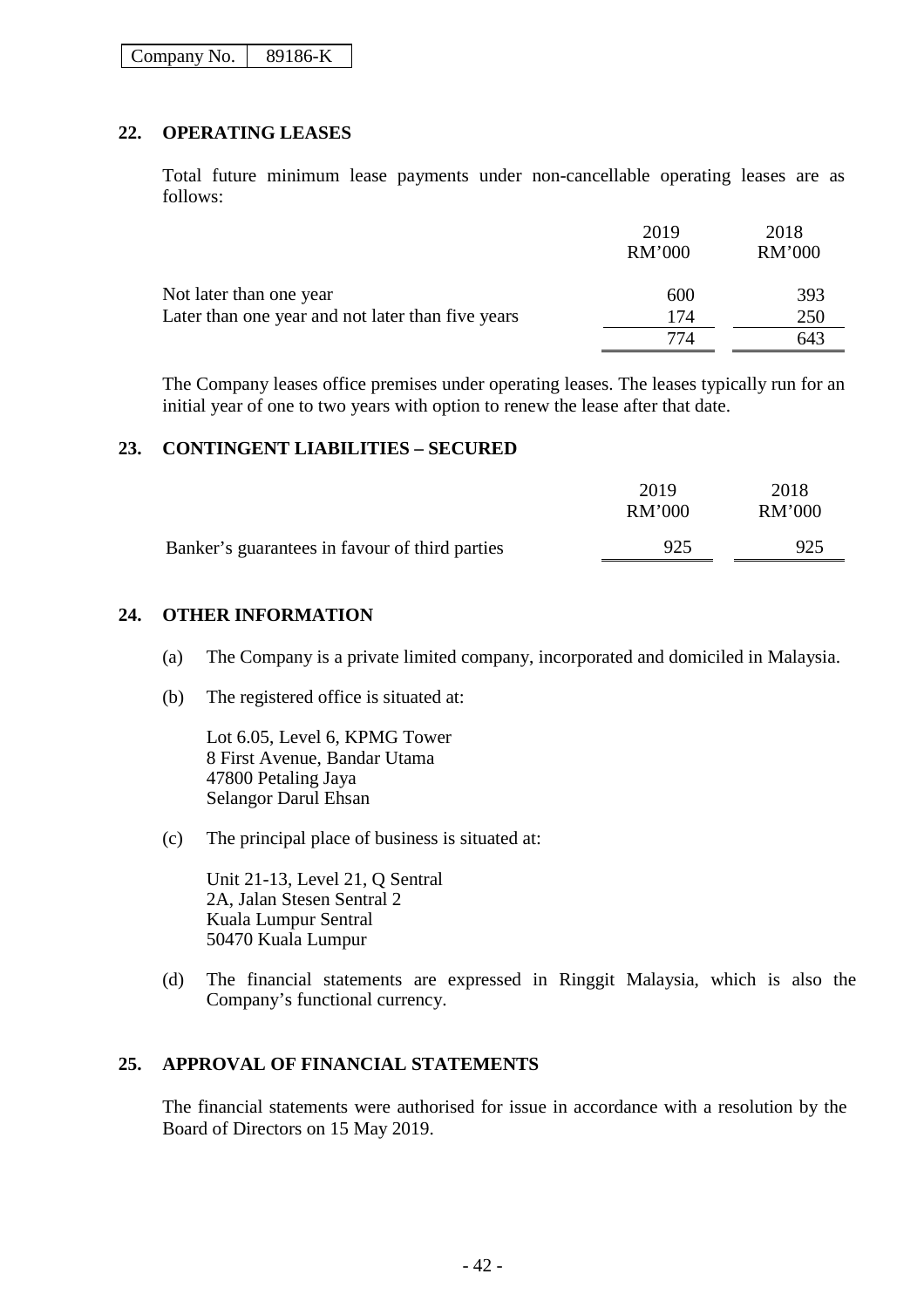## 22. OPERATING LEASES

Total future minimum lease payments under non-cancellable operating leases are as follows:

| | 2019 RM'000 | 2018 RM'000 |
|---|---|---|
| Not later than one year | 600 | 393 |
| Later than one year and not later than five years | 174 | 250 |
| | 774 | 643 |

The Company leases office premises under operating leases. The leases typically run for an initial year of one to two years with option to renew the lease after that date.

## 23. CONTINGENT LIABILITIES – SECURED

| | 2019 RM'000 | 2018 RM'000 |
|---|---|---|
| Banker's guarantees in favour of third parties | 925 | 925 |

## 24. OTHER INFORMATION

(a) The Company is a private limited company, incorporated and domiciled in Malaysia.

(b) The registered office is situated at:

Lot 6.05, Level 6, KPMG Tower
8 First Avenue, Bandar Utama
47800 Petaling Jaya
Selangor Darul Ehsan

(c) The principal place of business is situated at:

Unit 21-13, Level 21, Q Sentral
2A, Jalan Stesen Sentral 2
Kuala Lumpur Sentral
50470 Kuala Lumpur

(d) The financial statements are expressed in Ringgit Malaysia, which is also the Company's functional currency.

## 25. APPROVAL OF FINANCIAL STATEMENTS

The financial statements were authorised for issue in accordance with a resolution by the Board of Directors on 15 May 2019.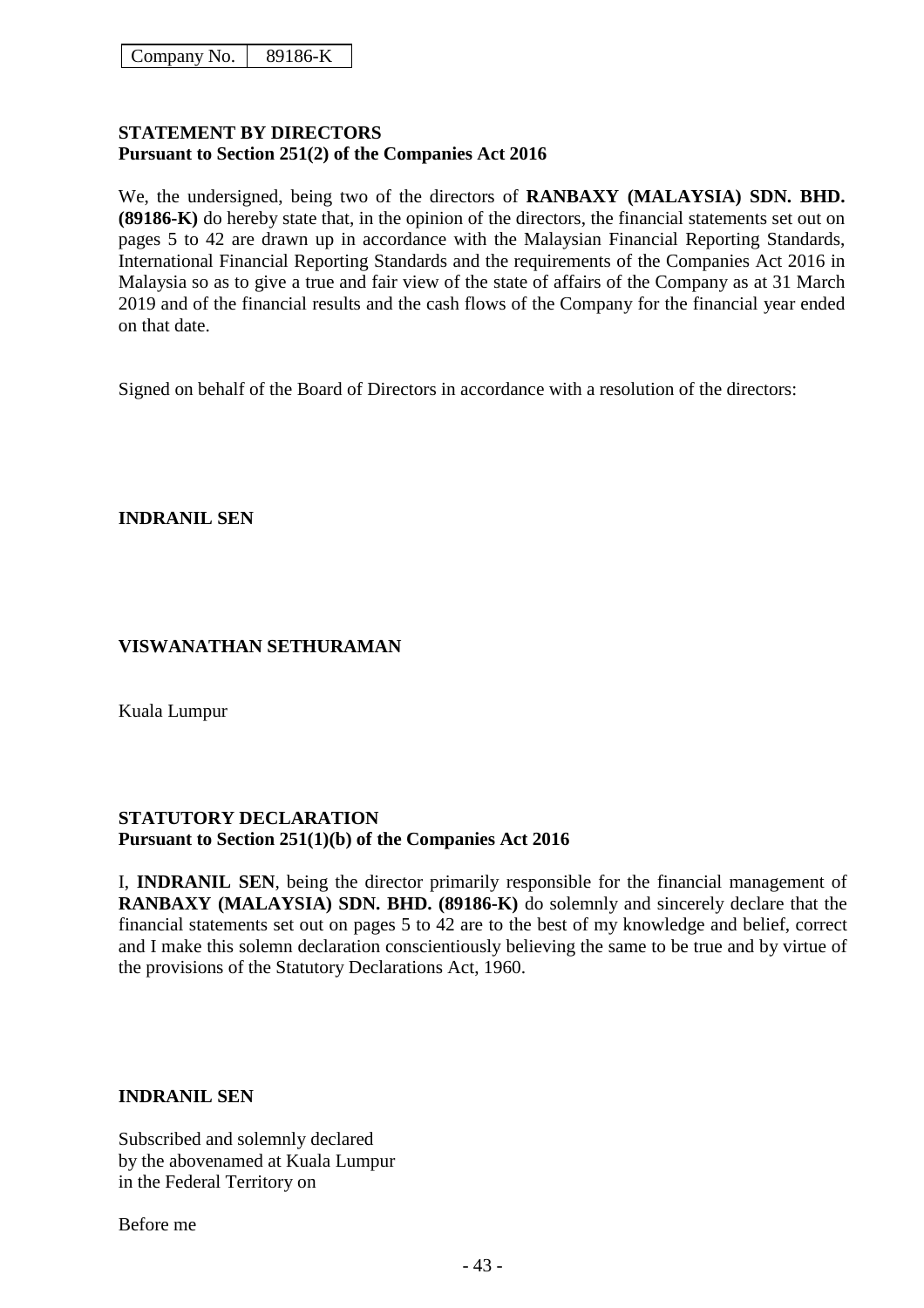| Company No. | 89186-K |
| --- | --- |

**STATEMENT BY DIRECTORS**
**Pursuant to Section 251(2) of the Companies Act 2016**

We, the undersigned, being two of the directors of **RANBAXY (MALAYSIA) SDN. BHD. (89186-K)** do hereby state that, in the opinion of the directors, the financial statements set out on pages 5 to 42 are drawn up in accordance with the Malaysian Financial Reporting Standards, International Financial Reporting Standards and the requirements of the Companies Act 2016 in Malaysia so as to give a true and fair view of the state of affairs of the Company as at 31 March 2019 and of the financial results and the cash flows of the Company for the financial year ended on that date.

Signed on behalf of the Board of Directors in accordance with a resolution of the directors:

**INDRANIL SEN**

**VISWANATHAN SETHURAMAN**

Kuala Lumpur

**STATUTORY DECLARATION**
**Pursuant to Section 251(1)(b) of the Companies Act 2016**

I, **INDRANIL SEN**, being the director primarily responsible for the financial management of **RANBAXY (MALAYSIA) SDN. BHD. (89186-K)** do solemnly and sincerely declare that the financial statements set out on pages 5 to 42 are to the best of my knowledge and belief, correct and I make this solemn declaration conscientiously believing the same to be true and by virtue of the provisions of the Statutory Declarations Act, 1960.

**INDRANIL SEN**

Subscribed and solemnly declared
by the abovenamed at Kuala Lumpur
in the Federal Territory on

Before me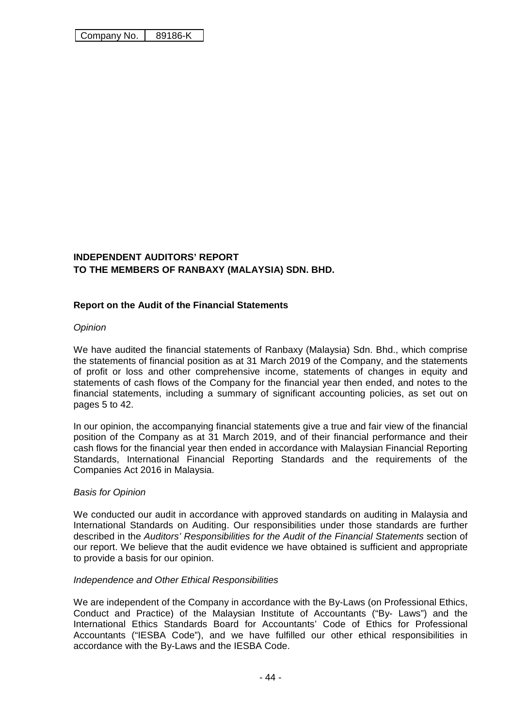| Company No. | 89186-K |
|---|---|

**INDEPENDENT AUDITORS' REPORT**
**TO THE MEMBERS OF RANBAXY (MALAYSIA) SDN. BHD.**

## Report on the Audit of the Financial Statements

*Opinion*

We have audited the financial statements of Ranbaxy (Malaysia) Sdn. Bhd., which comprise the statements of financial position as at 31 March 2019 of the Company, and the statements of profit or loss and other comprehensive income, statements of changes in equity and statements of cash flows of the Company for the financial year then ended, and notes to the financial statements, including a summary of significant accounting policies, as set out on pages 5 to 42.

In our opinion, the accompanying financial statements give a true and fair view of the financial position of the Company as at 31 March 2019, and of their financial performance and their cash flows for the financial year then ended in accordance with Malaysian Financial Reporting Standards, International Financial Reporting Standards and the requirements of the Companies Act 2016 in Malaysia.

*Basis for Opinion*

We conducted our audit in accordance with approved standards on auditing in Malaysia and International Standards on Auditing. Our responsibilities under those standards are further described in the *Auditors' Responsibilities for the Audit of the Financial Statements* section of our report. We believe that the audit evidence we have obtained is sufficient and appropriate to provide a basis for our opinion.

*Independence and Other Ethical Responsibilities*

We are independent of the Company in accordance with the By-Laws (on Professional Ethics, Conduct and Practice) of the Malaysian Institute of Accountants ("By- Laws") and the International Ethics Standards Board for Accountants' Code of Ethics for Professional Accountants ("IESBA Code"), and we have fulfilled our other ethical responsibilities in accordance with the By-Laws and the IESBA Code.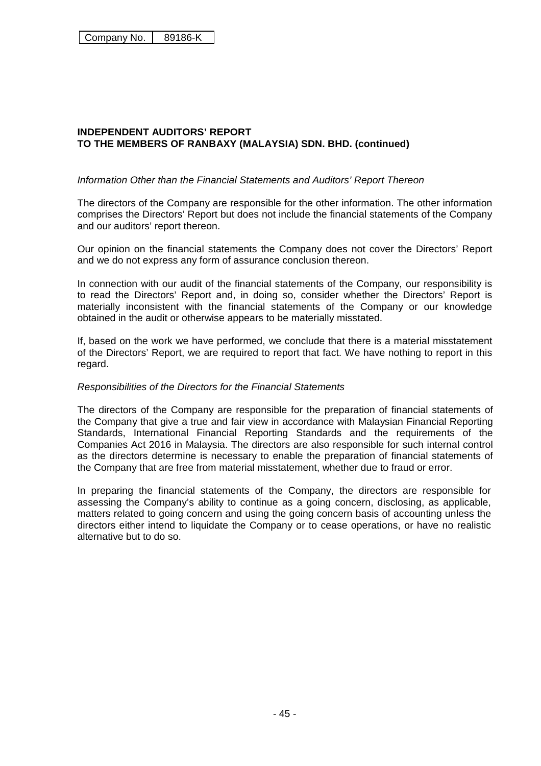Company No. 89186-K

**INDEPENDENT AUDITORS' REPORT**
**TO THE MEMBERS OF RANBAXY (MALAYSIA) SDN. BHD. (continued)**

*Information Other than the Financial Statements and Auditors' Report Thereon*

The directors of the Company are responsible for the other information. The other information comprises the Directors' Report but does not include the financial statements of the Company and our auditors' report thereon.

Our opinion on the financial statements the Company does not cover the Directors' Report and we do not express any form of assurance conclusion thereon.

In connection with our audit of the financial statements of the Company, our responsibility is to read the Directors' Report and, in doing so, consider whether the Directors' Report is materially inconsistent with the financial statements of the Company or our knowledge obtained in the audit or otherwise appears to be materially misstated.

If, based on the work we have performed, we conclude that there is a material misstatement of the Directors' Report, we are required to report that fact. We have nothing to report in this regard.

*Responsibilities of the Directors for the Financial Statements*

The directors of the Company are responsible for the preparation of financial statements of the Company that give a true and fair view in accordance with Malaysian Financial Reporting Standards, International Financial Reporting Standards and the requirements of the Companies Act 2016 in Malaysia. The directors are also responsible for such internal control as the directors determine is necessary to enable the preparation of financial statements of the Company that are free from material misstatement, whether due to fraud or error.

In preparing the financial statements of the Company, the directors are responsible for assessing the Company's ability to continue as a going concern, disclosing, as applicable, matters related to going concern and using the going concern basis of accounting unless the directors either intend to liquidate the Company or to cease operations, or have no realistic alternative but to do so.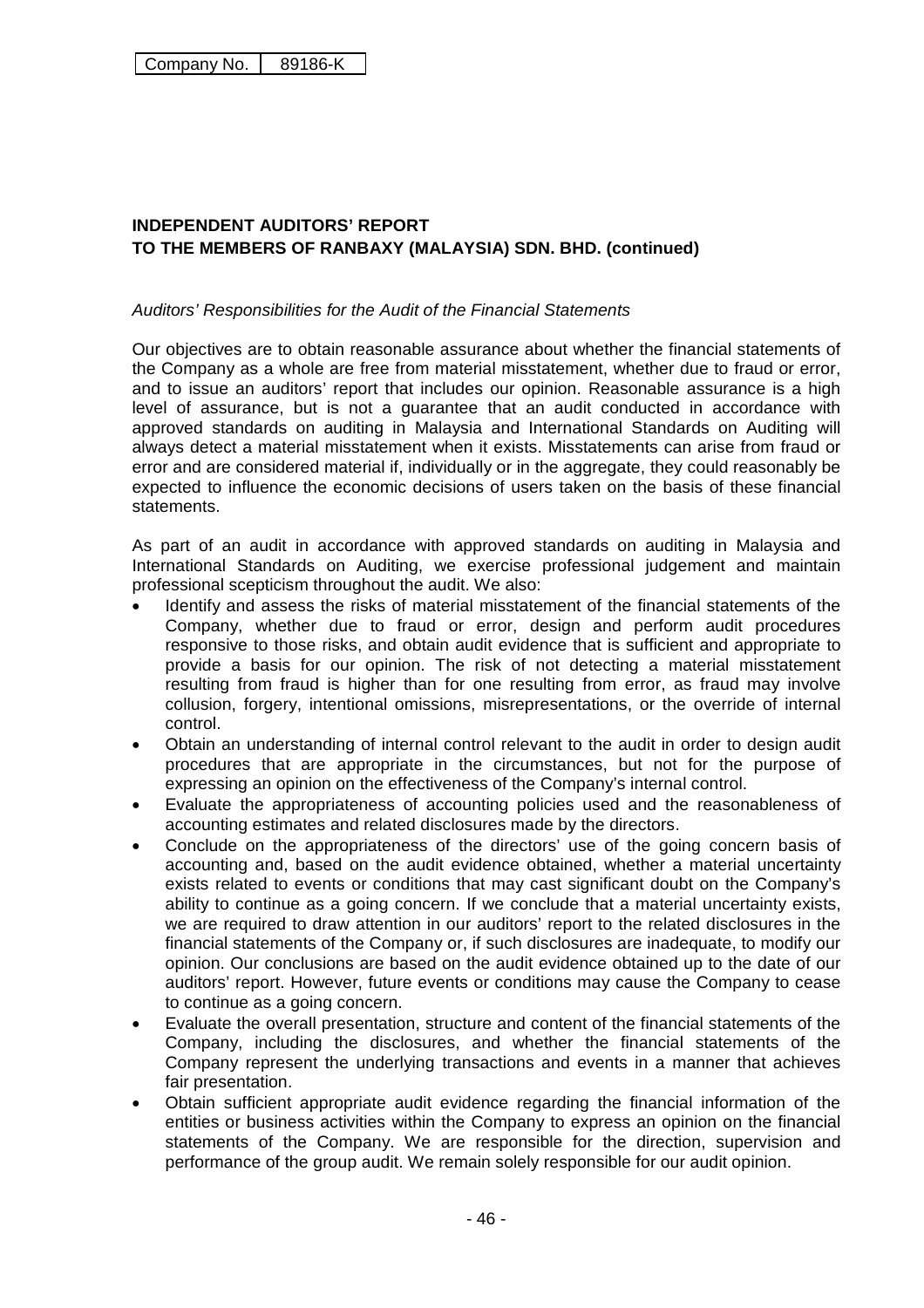Company No. 89186-K

**INDEPENDENT AUDITORS' REPORT**
**TO THE MEMBERS OF RANBAXY (MALAYSIA) SDN. BHD. (continued)**

*Auditors' Responsibilities for the Audit of the Financial Statements*

Our objectives are to obtain reasonable assurance about whether the financial statements of the Company as a whole are free from material misstatement, whether due to fraud or error, and to issue an auditors' report that includes our opinion. Reasonable assurance is a high level of assurance, but is not a guarantee that an audit conducted in accordance with approved standards on auditing in Malaysia and International Standards on Auditing will always detect a material misstatement when it exists. Misstatements can arise from fraud or error and are considered material if, individually or in the aggregate, they could reasonably be expected to influence the economic decisions of users taken on the basis of these financial statements.

As part of an audit in accordance with approved standards on auditing in Malaysia and International Standards on Auditing, we exercise professional judgement and maintain professional scepticism throughout the audit. We also:

- Identify and assess the risks of material misstatement of the financial statements of the Company, whether due to fraud or error, design and perform audit procedures responsive to those risks, and obtain audit evidence that is sufficient and appropriate to provide a basis for our opinion. The risk of not detecting a material misstatement resulting from fraud is higher than for one resulting from error, as fraud may involve collusion, forgery, intentional omissions, misrepresentations, or the override of internal control.
- Obtain an understanding of internal control relevant to the audit in order to design audit procedures that are appropriate in the circumstances, but not for the purpose of expressing an opinion on the effectiveness of the Company's internal control.
- Evaluate the appropriateness of accounting policies used and the reasonableness of accounting estimates and related disclosures made by the directors.
- Conclude on the appropriateness of the directors' use of the going concern basis of accounting and, based on the audit evidence obtained, whether a material uncertainty exists related to events or conditions that may cast significant doubt on the Company's ability to continue as a going concern. If we conclude that a material uncertainty exists, we are required to draw attention in our auditors' report to the related disclosures in the financial statements of the Company or, if such disclosures are inadequate, to modify our opinion. Our conclusions are based on the audit evidence obtained up to the date of our auditors' report. However, future events or conditions may cause the Company to cease to continue as a going concern.
- Evaluate the overall presentation, structure and content of the financial statements of the Company, including the disclosures, and whether the financial statements of the Company represent the underlying transactions and events in a manner that achieves fair presentation.
- Obtain sufficient appropriate audit evidence regarding the financial information of the entities or business activities within the Company to express an opinion on the financial statements of the Company. We are responsible for the direction, supervision and performance of the group audit. We remain solely responsible for our audit opinion.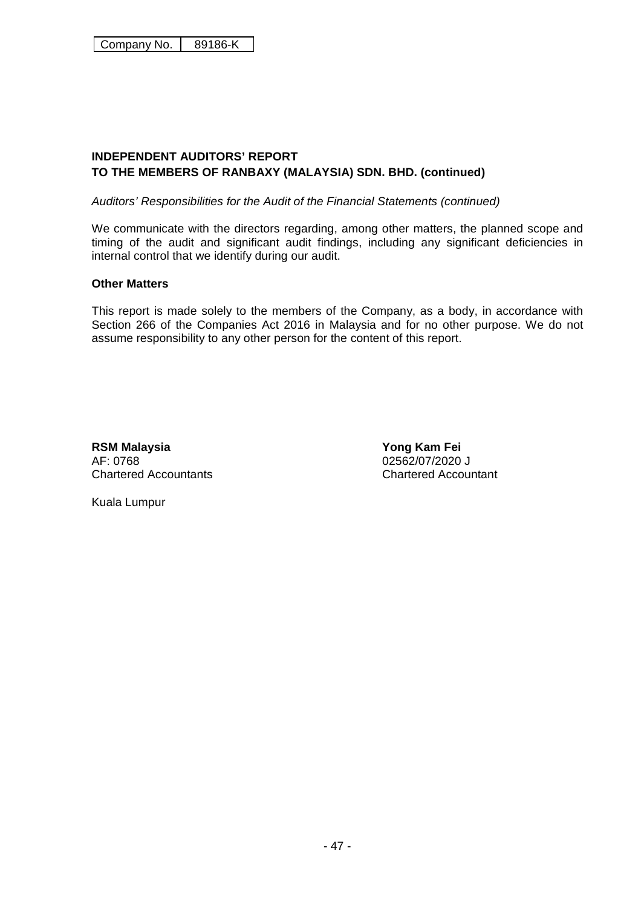Company No. 89186-K

**INDEPENDENT AUDITORS' REPORT**
**TO THE MEMBERS OF RANBAXY (MALAYSIA) SDN. BHD. (continued)**

*Auditors' Responsibilities for the Audit of the Financial Statements (continued)*

We communicate with the directors regarding, among other matters, the planned scope and timing of the audit and significant audit findings, including any significant deficiencies in internal control that we identify during our audit.

**Other Matters**

This report is made solely to the members of the Company, as a body, in accordance with Section 266 of the Companies Act 2016 in Malaysia and for no other purpose. We do not assume responsibility to any other person for the content of this report.

**RSM Malaysia**
AF: 0768
Chartered Accountants

**Yong Kam Fei**
02562/07/2020 J
Chartered Accountant

Kuala Lumpur